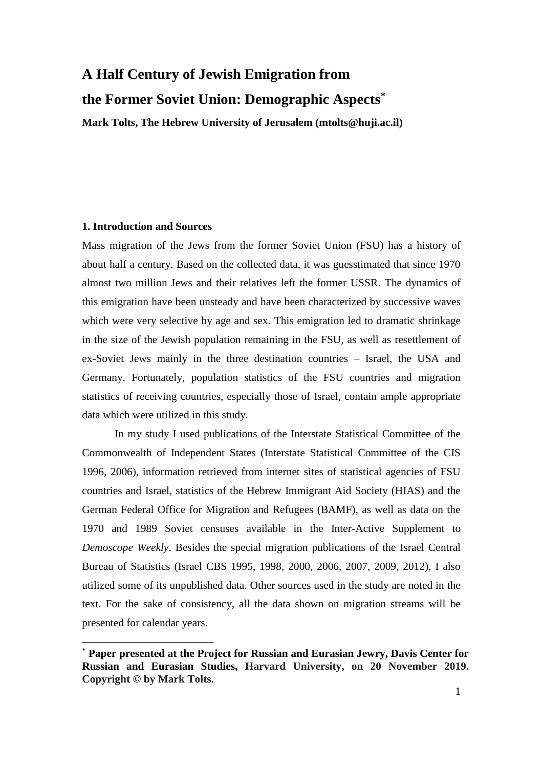# A Half Century of Jewish Emigration from the Former Soviet Union: Demographic Aspects[*]

**Mark Tolts, The Hebrew University of Jerusalem (mtolts@huji.ac.il)**

## 1. Introduction and Sources

Mass migration of the Jews from the former Soviet Union (FSU) has a history of about half a century. Based on the collected data, it was guesstimated that since 1970 almost two million Jews and their relatives left the former USSR. The dynamics of this emigration have been unsteady and have been characterized by successive waves which were very selective by age and sex. This emigration led to dramatic shrinkage in the size of the Jewish population remaining in the FSU, as well as resettlement of ex-Soviet Jews mainly in the three destination countries – Israel, the USA and Germany. Fortunately, population statistics of the FSU countries and migration statistics of receiving countries, especially those of Israel, contain ample appropriate data which were utilized in this study.

In my study I used publications of the Interstate Statistical Committee of the Commonwealth of Independent States (Interstate Statistical Committee of the CIS 1996, 2006), information retrieved from internet sites of statistical agencies of FSU countries and Israel, statistics of the Hebrew Immigrant Aid Society (HIAS) and the German Federal Office for Migration and Refugees (BAMF), as well as data on the 1970 and 1989 Soviet censuses available in the Inter-Active Supplement to *Demoscope Weekly*. Besides the special migration publications of the Israel Central Bureau of Statistics (Israel CBS 1995, 1998, 2000, 2006, 2007, 2009, 2012), I also utilized some of its unpublished data. Other sources used in the study are noted in the text. For the sake of consistency, all the data shown on migration streams will be presented for calendar years.

---

[*] **Paper presented at the Project for Russian and Eurasian Jewry, Davis Center for Russian and Eurasian Studies, Harvard University, on 20 November 2019. Copyright © by Mark Tolts.**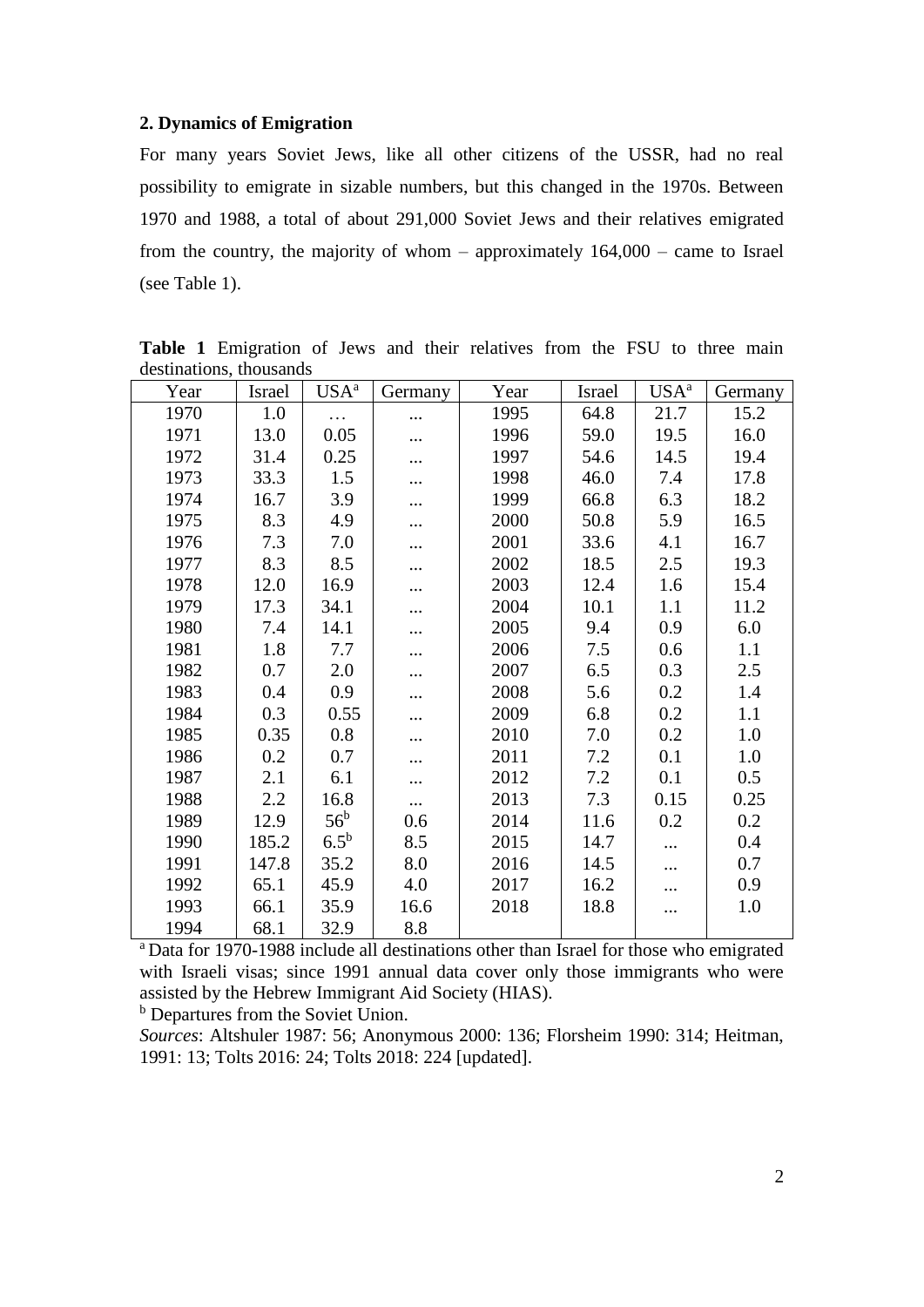## 2. Dynamics of Emigration

For many years Soviet Jews, like all other citizens of the USSR, had no real possibility to emigrate in sizable numbers, but this changed in the 1970s. Between 1970 and 1988, a total of about 291,000 Soviet Jews and their relatives emigrated from the country, the majority of whom – approximately 164,000 – came to Israel (see Table 1).

**Table 1** Emigration of Jews and their relatives from the FSU to three main destinations, thousands

| Year | Israel | USA[a] | Germany | Year | Israel | USA[a] | Germany |
|---|---|---|---|---|---|---|---|
| 1970 | 1.0 | … | ... | 1995 | 64.8 | 21.7 | 15.2 |
| 1971 | 13.0 | 0.05 | ... | 1996 | 59.0 | 19.5 | 16.0 |
| 1972 | 31.4 | 0.25 | ... | 1997 | 54.6 | 14.5 | 19.4 |
| 1973 | 33.3 | 1.5 | ... | 1998 | 46.0 | 7.4 | 17.8 |
| 1974 | 16.7 | 3.9 | ... | 1999 | 66.8 | 6.3 | 18.2 |
| 1975 | 8.3 | 4.9 | ... | 2000 | 50.8 | 5.9 | 16.5 |
| 1976 | 7.3 | 7.0 | ... | 2001 | 33.6 | 4.1 | 16.7 |
| 1977 | 8.3 | 8.5 | ... | 2002 | 18.5 | 2.5 | 19.3 |
| 1978 | 12.0 | 16.9 | ... | 2003 | 12.4 | 1.6 | 15.4 |
| 1979 | 17.3 | 34.1 | ... | 2004 | 10.1 | 1.1 | 11.2 |
| 1980 | 7.4 | 14.1 | ... | 2005 | 9.4 | 0.9 | 6.0 |
| 1981 | 1.8 | 7.7 | ... | 2006 | 7.5 | 0.6 | 1.1 |
| 1982 | 0.7 | 2.0 | ... | 2007 | 6.5 | 0.3 | 2.5 |
| 1983 | 0.4 | 0.9 | ... | 2008 | 5.6 | 0.2 | 1.4 |
| 1984 | 0.3 | 0.55 | ... | 2009 | 6.8 | 0.2 | 1.1 |
| 1985 | 0.35 | 0.8 | ... | 2010 | 7.0 | 0.2 | 1.0 |
| 1986 | 0.2 | 0.7 | ... | 2011 | 7.2 | 0.1 | 1.0 |
| 1987 | 2.1 | 6.1 | ... | 2012 | 7.2 | 0.1 | 0.5 |
| 1988 | 2.2 | 16.8 | ... | 2013 | 7.3 | 0.15 | 0.25 |
| 1989 | 12.9 | 56[b] | 0.6 | 2014 | 11.6 | 0.2 | 0.2 |
| 1990 | 185.2 | 6.5[b] | 8.5 | 2015 | 14.7 | ... | 0.4 |
| 1991 | 147.8 | 35.2 | 8.0 | 2016 | 14.5 | ... | 0.7 |
| 1992 | 65.1 | 45.9 | 4.0 | 2017 | 16.2 | ... | 0.9 |
| 1993 | 66.1 | 35.9 | 16.6 | 2018 | 18.8 | ... | 1.0 |
| 1994 | 68.1 | 32.9 | 8.8 | | | | |

[a] Data for 1970-1988 include all destinations other than Israel for those who emigrated with Israeli visas; since 1991 annual data cover only those immigrants who were assisted by the Hebrew Immigrant Aid Society (HIAS).
[b] Departures from the Soviet Union.
*Sources*: Altshuler 1987: 56; Anonymous 2000: 136; Florsheim 1990: 314; Heitman, 1991: 13; Tolts 2016: 24; Tolts 2018: 224 [updated].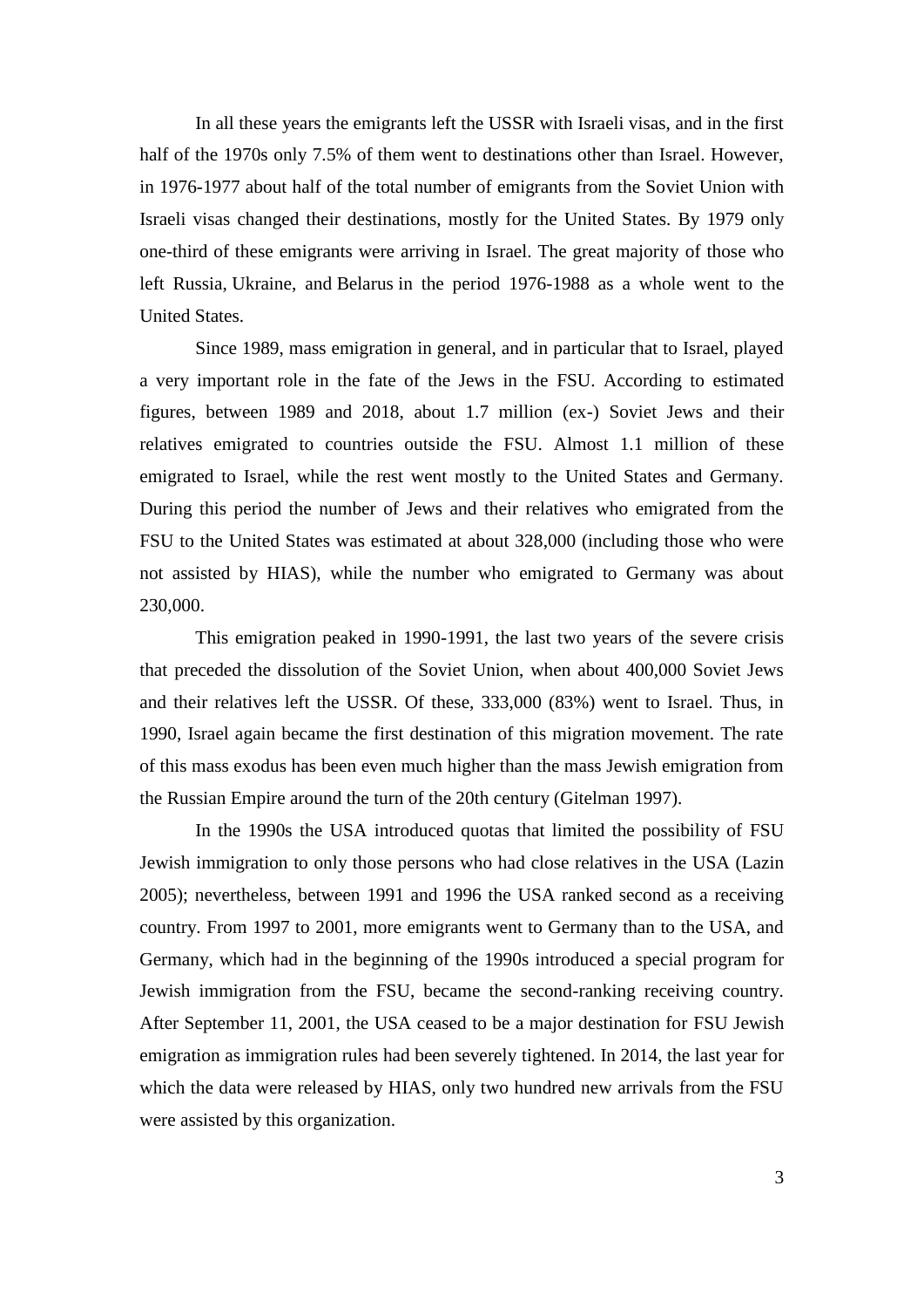In all these years the emigrants left the USSR with Israeli visas, and in the first half of the 1970s only 7.5% of them went to destinations other than Israel. However, in 1976-1977 about half of the total number of emigrants from the Soviet Union with Israeli visas changed their destinations, mostly for the United States. By 1979 only one-third of these emigrants were arriving in Israel. The great majority of those who left Russia, Ukraine, and Belarus in the period 1976-1988 as a whole went to the United States.

Since 1989, mass emigration in general, and in particular that to Israel, played a very important role in the fate of the Jews in the FSU. According to estimated figures, between 1989 and 2018, about 1.7 million (ex-) Soviet Jews and their relatives emigrated to countries outside the FSU. Almost 1.1 million of these emigrated to Israel, while the rest went mostly to the United States and Germany. During this period the number of Jews and their relatives who emigrated from the FSU to the United States was estimated at about 328,000 (including those who were not assisted by HIAS), while the number who emigrated to Germany was about 230,000.

This emigration peaked in 1990-1991, the last two years of the severe crisis that preceded the dissolution of the Soviet Union, when about 400,000 Soviet Jews and their relatives left the USSR. Of these, 333,000 (83%) went to Israel. Thus, in 1990, Israel again became the first destination of this migration movement. The rate of this mass exodus has been even much higher than the mass Jewish emigration from the Russian Empire around the turn of the 20th century (Gitelman 1997).

In the 1990s the USA introduced quotas that limited the possibility of FSU Jewish immigration to only those persons who had close relatives in the USA (Lazin 2005); nevertheless, between 1991 and 1996 the USA ranked second as a receiving country. From 1997 to 2001, more emigrants went to Germany than to the USA, and Germany, which had in the beginning of the 1990s introduced a special program for Jewish immigration from the FSU, became the second-ranking receiving country. After September 11, 2001, the USA ceased to be a major destination for FSU Jewish emigration as immigration rules had been severely tightened. In 2014, the last year for which the data were released by HIAS, only two hundred new arrivals from the FSU were assisted by this organization.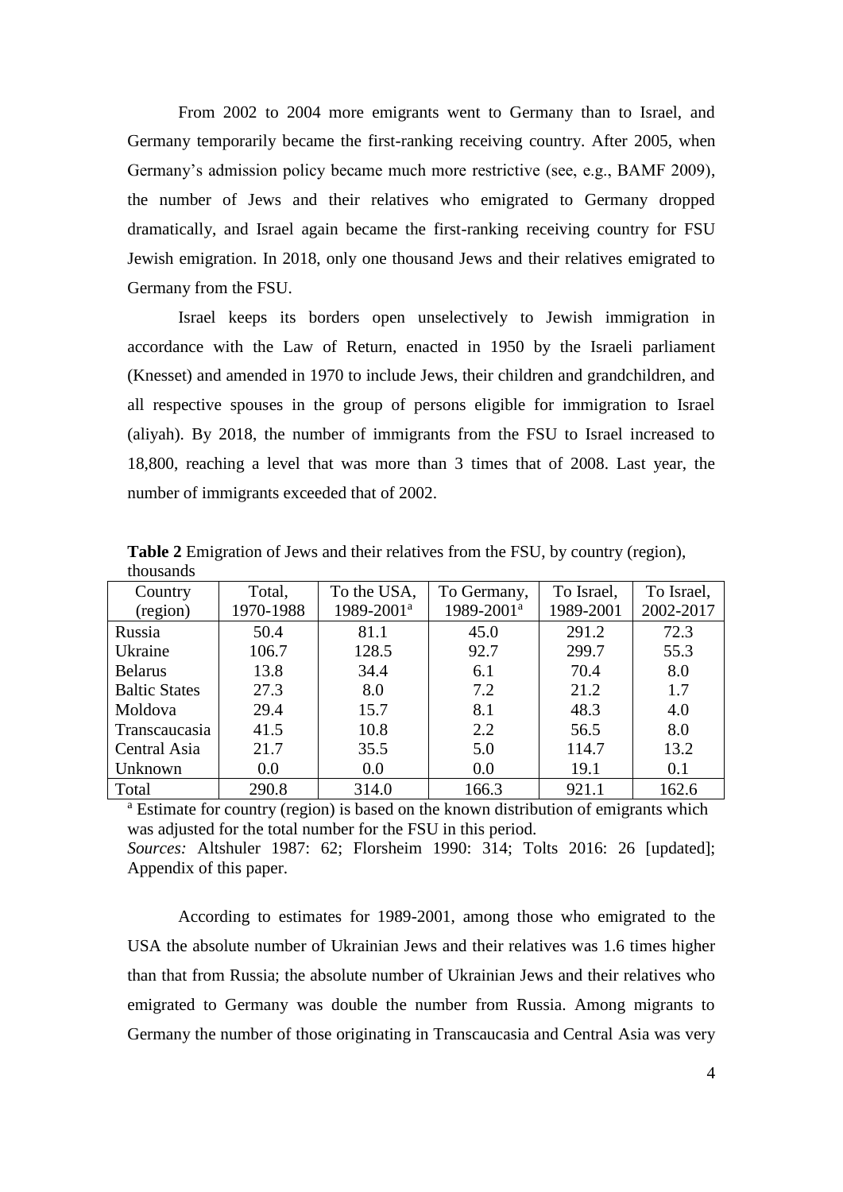From 2002 to 2004 more emigrants went to Germany than to Israel, and Germany temporarily became the first-ranking receiving country. After 2005, when Germany's admission policy became much more restrictive (see, e.g., BAMF 2009), the number of Jews and their relatives who emigrated to Germany dropped dramatically, and Israel again became the first-ranking receiving country for FSU Jewish emigration. In 2018, only one thousand Jews and their relatives emigrated to Germany from the FSU.

Israel keeps its borders open unselectively to Jewish immigration in accordance with the Law of Return, enacted in 1950 by the Israeli parliament (Knesset) and amended in 1970 to include Jews, their children and grandchildren, and all respective spouses in the group of persons eligible for immigration to Israel (aliyah). By 2018, the number of immigrants from the FSU to Israel increased to 18,800, reaching a level that was more than 3 times that of 2008. Last year, the number of immigrants exceeded that of 2002.

**Table 2** Emigration of Jews and their relatives from the FSU, by country (region), thousands

| Country (region) | Total, 1970-1988 | To the USA, 1989-2001[a] | To Germany, 1989-2001[a] | To Israel, 1989-2001 | To Israel, 2002-2017 |
|---|---|---|---|---|---|
| Russia | 50.4 | 81.1 | 45.0 | 291.2 | 72.3 |
| Ukraine | 106.7 | 128.5 | 92.7 | 299.7 | 55.3 |
| Belarus | 13.8 | 34.4 | 6.1 | 70.4 | 8.0 |
| Baltic States | 27.3 | 8.0 | 7.2 | 21.2 | 1.7 |
| Moldova | 29.4 | 15.7 | 8.1 | 48.3 | 4.0 |
| Transcaucasia | 41.5 | 10.8 | 2.2 | 56.5 | 8.0 |
| Central Asia | 21.7 | 35.5 | 5.0 | 114.7 | 13.2 |
| Unknown | 0.0 | 0.0 | 0.0 | 19.1 | 0.1 |
| Total | 290.8 | 314.0 | 166.3 | 921.1 | 162.6 |

[a] Estimate for country (region) is based on the known distribution of emigrants which was adjusted for the total number for the FSU in this period.

*Sources:* Altshuler 1987: 62; Florsheim 1990: 314; Tolts 2016: 26 [updated]; Appendix of this paper.

According to estimates for 1989-2001, among those who emigrated to the USA the absolute number of Ukrainian Jews and their relatives was 1.6 times higher than that from Russia; the absolute number of Ukrainian Jews and their relatives who emigrated to Germany was double the number from Russia. Among migrants to Germany the number of those originating in Transcaucasia and Central Asia was very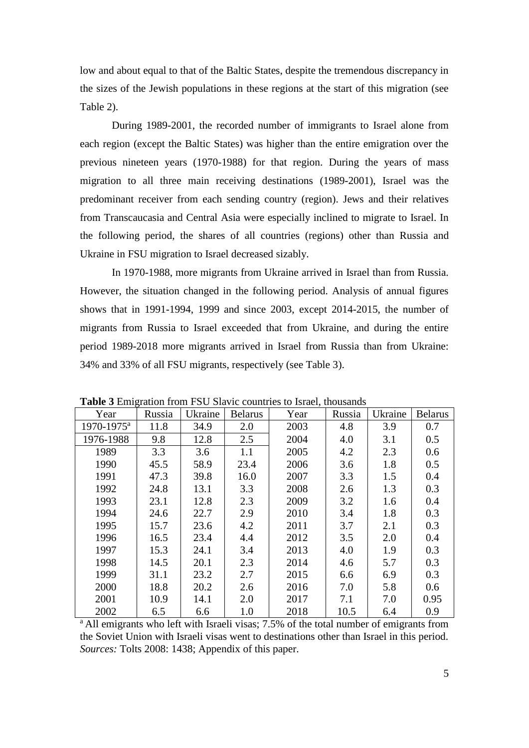low and about equal to that of the Baltic States, despite the tremendous discrepancy in the sizes of the Jewish populations in these regions at the start of this migration (see Table 2).

During 1989-2001, the recorded number of immigrants to Israel alone from each region (except the Baltic States) was higher than the entire emigration over the previous nineteen years (1970-1988) for that region. During the years of mass migration to all three main receiving destinations (1989-2001), Israel was the predominant receiver from each sending country (region). Jews and their relatives from Transcaucasia and Central Asia were especially inclined to migrate to Israel. In the following period, the shares of all countries (regions) other than Russia and Ukraine in FSU migration to Israel decreased sizably.

In 1970-1988, more migrants from Ukraine arrived in Israel than from Russia. However, the situation changed in the following period. Analysis of annual figures shows that in 1991-1994, 1999 and since 2003, except 2014-2015, the number of migrants from Russia to Israel exceeded that from Ukraine, and during the entire period 1989-2018 more migrants arrived in Israel from Russia than from Ukraine: 34% and 33% of all FSU migrants, respectively (see Table 3).

**Table 3** Emigration from FSU Slavic countries to Israel, thousands

| Year | Russia | Ukraine | Belarus | Year | Russia | Ukraine | Belarus |
|---|---|---|---|---|---|---|---|
| 1970-1975[a] | 11.8 | 34.9 | 2.0 | 2003 | 4.8 | 3.9 | 0.7 |
| 1976-1988 | 9.8 | 12.8 | 2.5 | 2004 | 4.0 | 3.1 | 0.5 |
| 1989 | 3.3 | 3.6 | 1.1 | 2005 | 4.2 | 2.3 | 0.6 |
| 1990 | 45.5 | 58.9 | 23.4 | 2006 | 3.6 | 1.8 | 0.5 |
| 1991 | 47.3 | 39.8 | 16.0 | 2007 | 3.3 | 1.5 | 0.4 |
| 1992 | 24.8 | 13.1 | 3.3 | 2008 | 2.6 | 1.3 | 0.3 |
| 1993 | 23.1 | 12.8 | 2.3 | 2009 | 3.2 | 1.6 | 0.4 |
| 1994 | 24.6 | 22.7 | 2.9 | 2010 | 3.4 | 1.8 | 0.3 |
| 1995 | 15.7 | 23.6 | 4.2 | 2011 | 3.7 | 2.1 | 0.3 |
| 1996 | 16.5 | 23.4 | 4.4 | 2012 | 3.5 | 2.0 | 0.4 |
| 1997 | 15.3 | 24.1 | 3.4 | 2013 | 4.0 | 1.9 | 0.3 |
| 1998 | 14.5 | 20.1 | 2.3 | 2014 | 4.6 | 5.7 | 0.3 |
| 1999 | 31.1 | 23.2 | 2.7 | 2015 | 6.6 | 6.9 | 0.3 |
| 2000 | 18.8 | 20.2 | 2.6 | 2016 | 7.0 | 5.8 | 0.6 |
| 2001 | 10.9 | 14.1 | 2.0 | 2017 | 7.1 | 7.0 | 0.95 |
| 2002 | 6.5 | 6.6 | 1.0 | 2018 | 10.5 | 6.4 | 0.9 |

[a] All emigrants who left with Israeli visas; 7.5% of the total number of emigrants from the Soviet Union with Israeli visas went to destinations other than Israel in this period.
*Sources:* Tolts 2008: 1438; Appendix of this paper.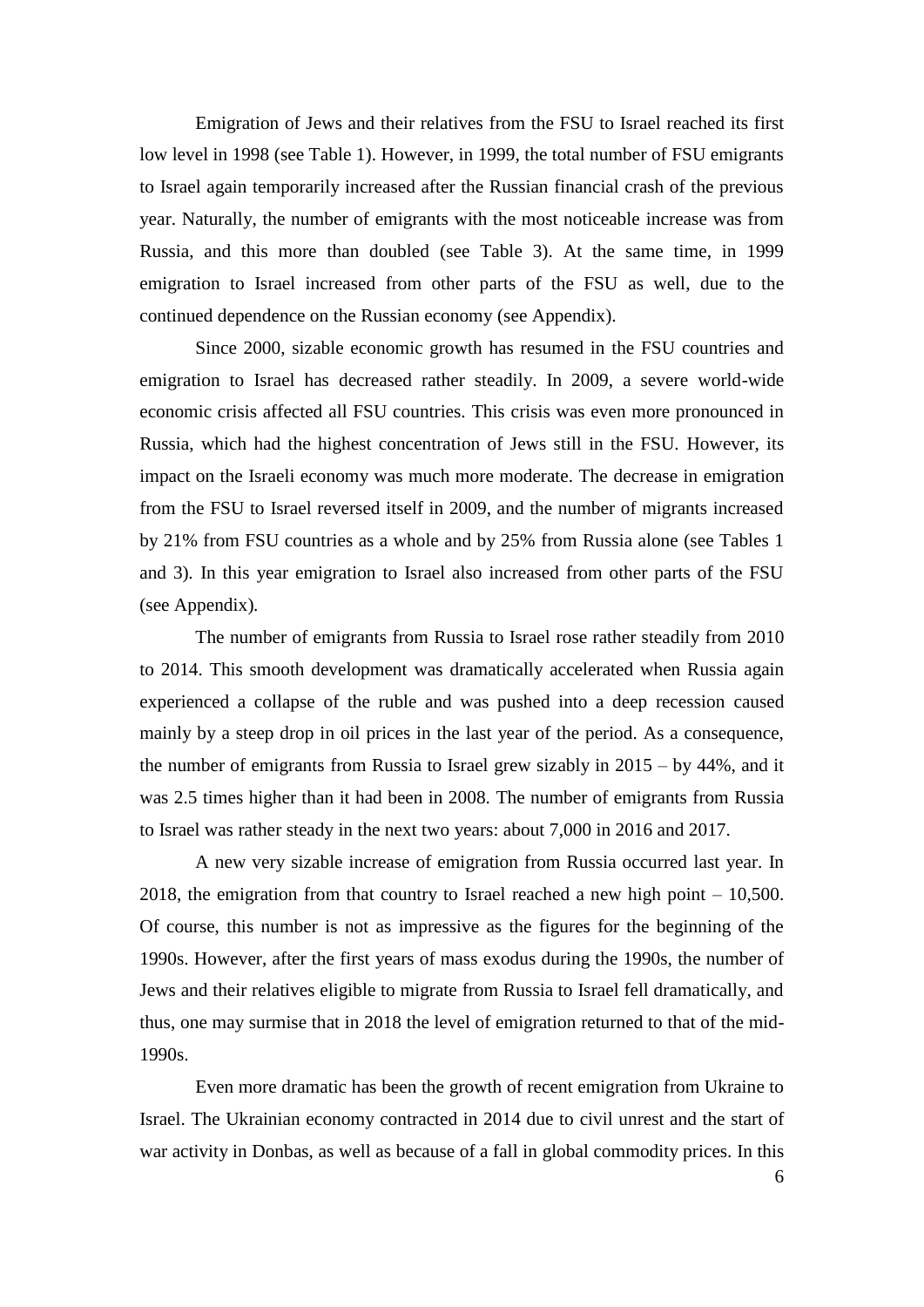Emigration of Jews and their relatives from the FSU to Israel reached its first low level in 1998 (see Table 1). However, in 1999, the total number of FSU emigrants to Israel again temporarily increased after the Russian financial crash of the previous year. Naturally, the number of emigrants with the most noticeable increase was from Russia, and this more than doubled (see Table 3). At the same time, in 1999 emigration to Israel increased from other parts of the FSU as well, due to the continued dependence on the Russian economy (see Appendix).

Since 2000, sizable economic growth has resumed in the FSU countries and emigration to Israel has decreased rather steadily. In 2009, a severe world-wide economic crisis affected all FSU countries. This crisis was even more pronounced in Russia, which had the highest concentration of Jews still in the FSU. However, its impact on the Israeli economy was much more moderate. The decrease in emigration from the FSU to Israel reversed itself in 2009, and the number of migrants increased by 21% from FSU countries as a whole and by 25% from Russia alone (see Tables 1 and 3). In this year emigration to Israel also increased from other parts of the FSU (see Appendix).

The number of emigrants from Russia to Israel rose rather steadily from 2010 to 2014. This smooth development was dramatically accelerated when Russia again experienced a collapse of the ruble and was pushed into a deep recession caused mainly by a steep drop in oil prices in the last year of the period. As a consequence, the number of emigrants from Russia to Israel grew sizably in 2015 – by 44%, and it was 2.5 times higher than it had been in 2008. The number of emigrants from Russia to Israel was rather steady in the next two years: about 7,000 in 2016 and 2017.

A new very sizable increase of emigration from Russia occurred last year. In 2018, the emigration from that country to Israel reached a new high point – 10,500. Of course, this number is not as impressive as the figures for the beginning of the 1990s. However, after the first years of mass exodus during the 1990s, the number of Jews and their relatives eligible to migrate from Russia to Israel fell dramatically, and thus, one may surmise that in 2018 the level of emigration returned to that of the mid-1990s.

Even more dramatic has been the growth of recent emigration from Ukraine to Israel. The Ukrainian economy contracted in 2014 due to civil unrest and the start of war activity in Donbas, as well as because of a fall in global commodity prices. In this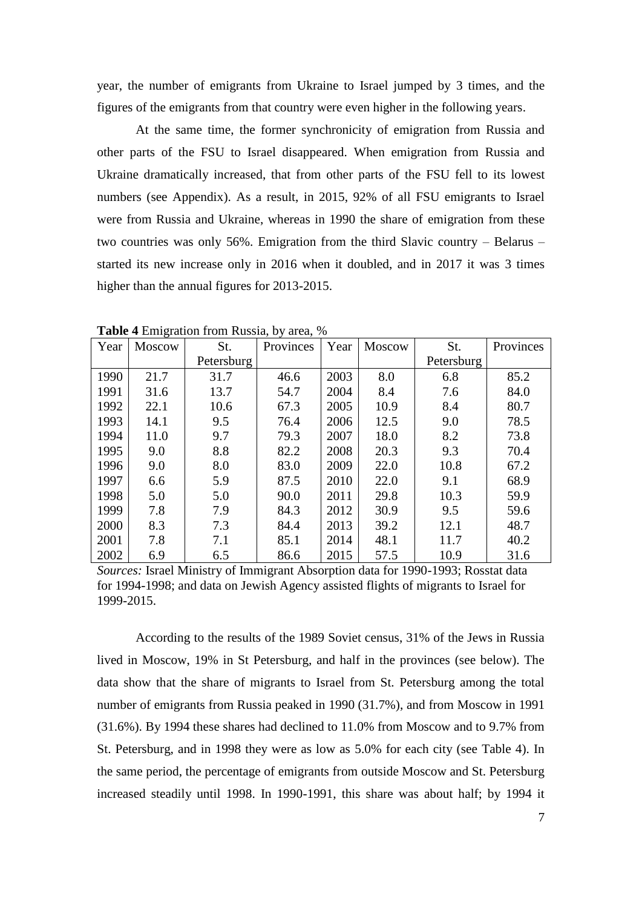year, the number of emigrants from Ukraine to Israel jumped by 3 times, and the figures of the emigrants from that country were even higher in the following years.

At the same time, the former synchronicity of emigration from Russia and other parts of the FSU to Israel disappeared. When emigration from Russia and Ukraine dramatically increased, that from other parts of the FSU fell to its lowest numbers (see Appendix). As a result, in 2015, 92% of all FSU emigrants to Israel were from Russia and Ukraine, whereas in 1990 the share of emigration from these two countries was only 56%. Emigration from the third Slavic country – Belarus – started its new increase only in 2016 when it doubled, and in 2017 it was 3 times higher than the annual figures for 2013-2015.

**Table 4** Emigration from Russia, by area, %

| Year | Moscow | St. Petersburg | Provinces | Year | Moscow | St. Petersburg | Provinces |
|---|---|---|---|---|---|---|---|
| 1990 | 21.7 | 31.7 | 46.6 | 2003 | 8.0 | 6.8 | 85.2 |
| 1991 | 31.6 | 13.7 | 54.7 | 2004 | 8.4 | 7.6 | 84.0 |
| 1992 | 22.1 | 10.6 | 67.3 | 2005 | 10.9 | 8.4 | 80.7 |
| 1993 | 14.1 | 9.5 | 76.4 | 2006 | 12.5 | 9.0 | 78.5 |
| 1994 | 11.0 | 9.7 | 79.3 | 2007 | 18.0 | 8.2 | 73.8 |
| 1995 | 9.0 | 8.8 | 82.2 | 2008 | 20.3 | 9.3 | 70.4 |
| 1996 | 9.0 | 8.0 | 83.0 | 2009 | 22.0 | 10.8 | 67.2 |
| 1997 | 6.6 | 5.9 | 87.5 | 2010 | 22.0 | 9.1 | 68.9 |
| 1998 | 5.0 | 5.0 | 90.0 | 2011 | 29.8 | 10.3 | 59.9 |
| 1999 | 7.8 | 7.9 | 84.3 | 2012 | 30.9 | 9.5 | 59.6 |
| 2000 | 8.3 | 7.3 | 84.4 | 2013 | 39.2 | 12.1 | 48.7 |
| 2001 | 7.8 | 7.1 | 85.1 | 2014 | 48.1 | 11.7 | 40.2 |
| 2002 | 6.9 | 6.5 | 86.6 | 2015 | 57.5 | 10.9 | 31.6 |

*Sources:* Israel Ministry of Immigrant Absorption data for 1990-1993; Rosstat data for 1994-1998; and data on Jewish Agency assisted flights of migrants to Israel for 1999-2015.

According to the results of the 1989 Soviet census, 31% of the Jews in Russia lived in Moscow, 19% in St Petersburg, and half in the provinces (see below). The data show that the share of migrants to Israel from St. Petersburg among the total number of emigrants from Russia peaked in 1990 (31.7%), and from Moscow in 1991 (31.6%). By 1994 these shares had declined to 11.0% from Moscow and to 9.7% from St. Petersburg, and in 1998 they were as low as 5.0% for each city (see Table 4). In the same period, the percentage of emigrants from outside Moscow and St. Petersburg increased steadily until 1998. In 1990-1991, this share was about half; by 1994 it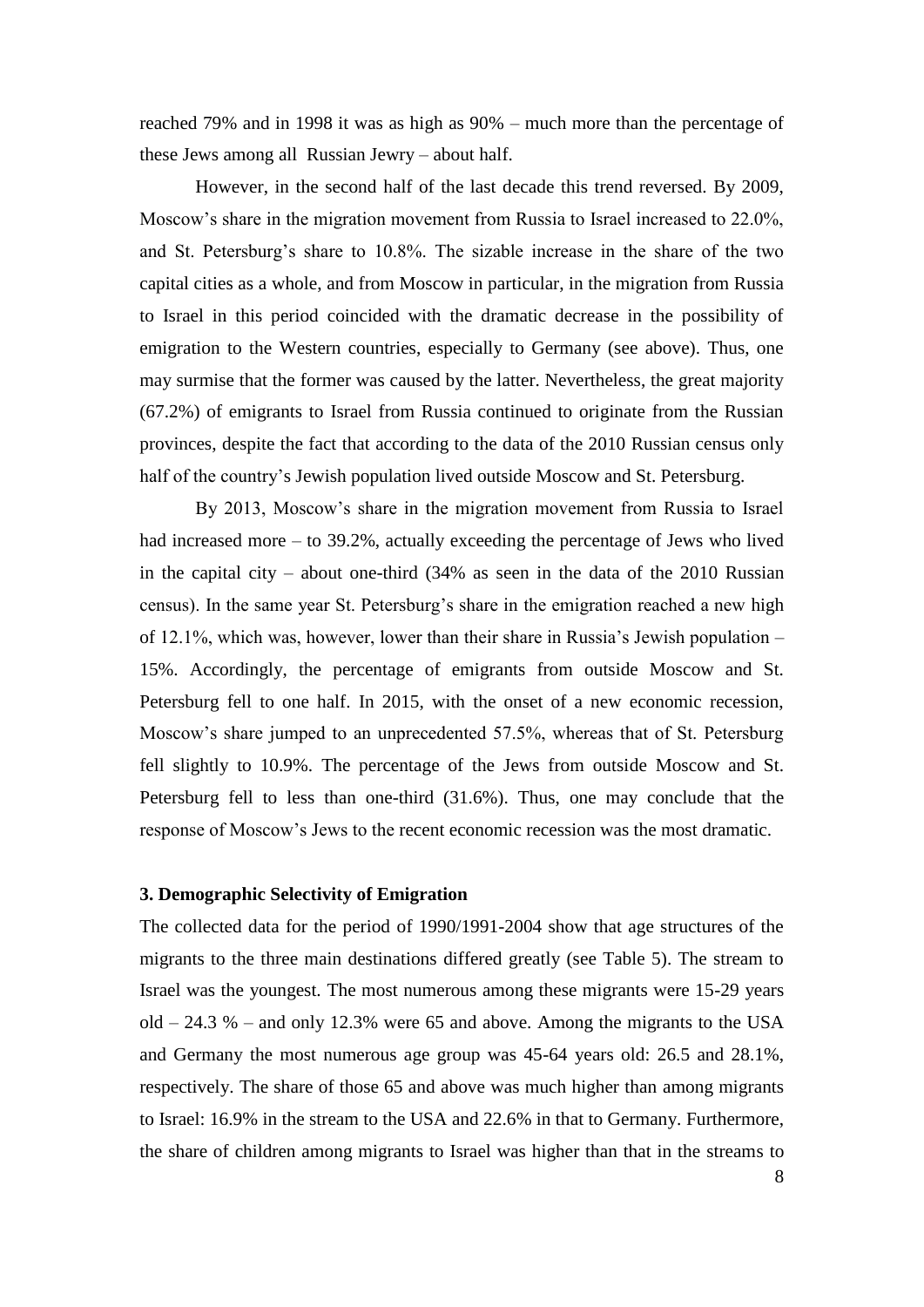reached 79% and in 1998 it was as high as 90% – much more than the percentage of these Jews among all Russian Jewry – about half.

However, in the second half of the last decade this trend reversed. By 2009, Moscow's share in the migration movement from Russia to Israel increased to 22.0%, and St. Petersburg's share to 10.8%. The sizable increase in the share of the two capital cities as a whole, and from Moscow in particular, in the migration from Russia to Israel in this period coincided with the dramatic decrease in the possibility of emigration to the Western countries, especially to Germany (see above). Thus, one may surmise that the former was caused by the latter. Nevertheless, the great majority (67.2%) of emigrants to Israel from Russia continued to originate from the Russian provinces, despite the fact that according to the data of the 2010 Russian census only half of the country's Jewish population lived outside Moscow and St. Petersburg.

By 2013, Moscow's share in the migration movement from Russia to Israel had increased more – to 39.2%, actually exceeding the percentage of Jews who lived in the capital city – about one-third (34% as seen in the data of the 2010 Russian census). In the same year St. Petersburg's share in the emigration reached a new high of 12.1%, which was, however, lower than their share in Russia's Jewish population – 15%. Accordingly, the percentage of emigrants from outside Moscow and St. Petersburg fell to one half. In 2015, with the onset of a new economic recession, Moscow's share jumped to an unprecedented 57.5%, whereas that of St. Petersburg fell slightly to 10.9%. The percentage of the Jews from outside Moscow and St. Petersburg fell to less than one-third (31.6%). Thus, one may conclude that the response of Moscow's Jews to the recent economic recession was the most dramatic.

### 3. Demographic Selectivity of Emigration

The collected data for the period of 1990/1991-2004 show that age structures of the migrants to the three main destinations differed greatly (see Table 5). The stream to Israel was the youngest. The most numerous among these migrants were 15-29 years old – 24.3 % – and only 12.3% were 65 and above. Among the migrants to the USA and Germany the most numerous age group was 45-64 years old: 26.5 and 28.1%, respectively. The share of those 65 and above was much higher than among migrants to Israel: 16.9% in the stream to the USA and 22.6% in that to Germany. Furthermore, the share of children among migrants to Israel was higher than that in the streams to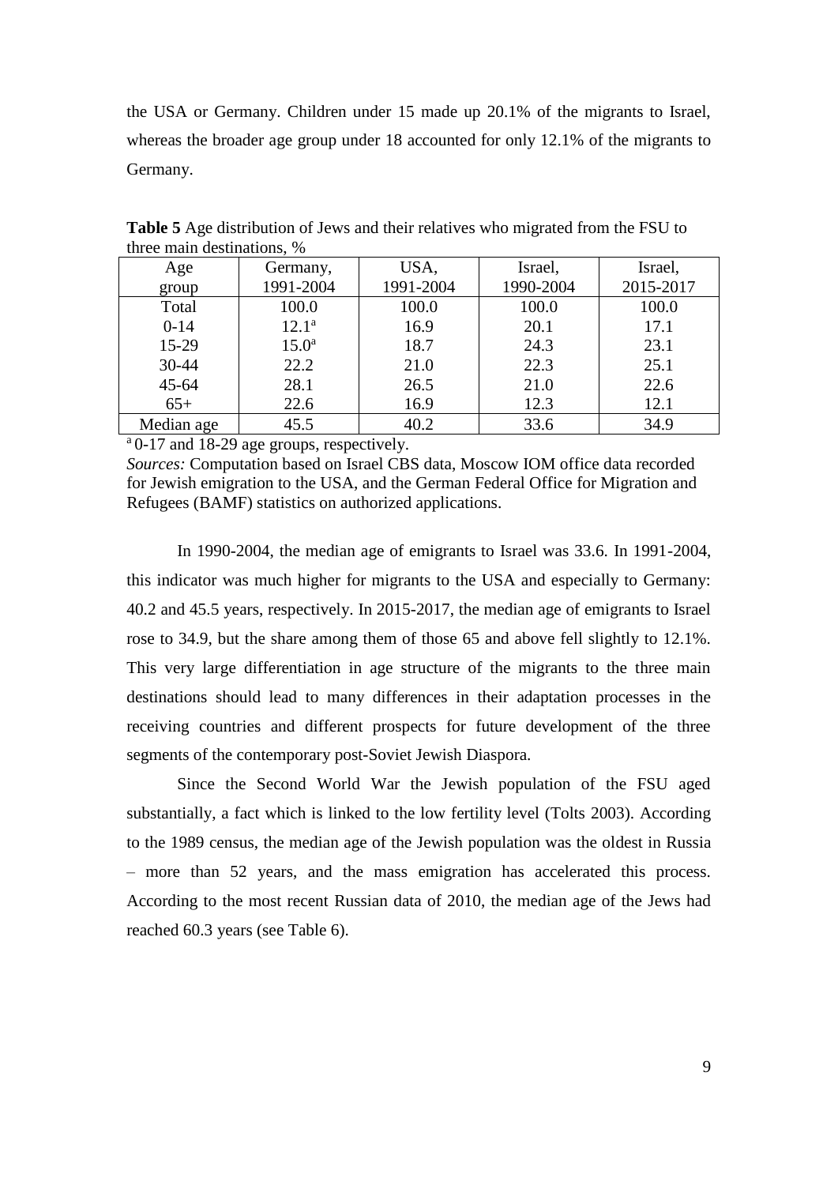the USA or Germany. Children under 15 made up 20.1% of the migrants to Israel, whereas the broader age group under 18 accounted for only 12.1% of the migrants to Germany.

**Table 5** Age distribution of Jews and their relatives who migrated from the FSU to three main destinations, %

| Age group | Germany, 1991-2004 | USA, 1991-2004 | Israel, 1990-2004 | Israel, 2015-2017 |
|---|---|---|---|---|
| Total | 100.0 | 100.0 | 100.0 | 100.0 |
| 0-14 | 12.1[a] | 16.9 | 20.1 | 17.1 |
| 15-29 | 15.0[a] | 18.7 | 24.3 | 23.1 |
| 30-44 | 22.2 | 21.0 | 22.3 | 25.1 |
| 45-64 | 28.1 | 26.5 | 21.0 | 22.6 |
| 65+ | 22.6 | 16.9 | 12.3 | 12.1 |
| Median age | 45.5 | 40.2 | 33.6 | 34.9 |

[a] 0-17 and 18-29 age groups, respectively.

*Sources:* Computation based on Israel CBS data, Moscow IOM office data recorded for Jewish emigration to the USA, and the German Federal Office for Migration and Refugees (BAMF) statistics on authorized applications.

In 1990-2004, the median age of emigrants to Israel was 33.6. In 1991-2004, this indicator was much higher for migrants to the USA and especially to Germany: 40.2 and 45.5 years, respectively. In 2015-2017, the median age of emigrants to Israel rose to 34.9, but the share among them of those 65 and above fell slightly to 12.1%. This very large differentiation in age structure of the migrants to the three main destinations should lead to many differences in their adaptation processes in the receiving countries and different prospects for future development of the three segments of the contemporary post-Soviet Jewish Diaspora.

Since the Second World War the Jewish population of the FSU aged substantially, a fact which is linked to the low fertility level (Tolts 2003). According to the 1989 census, the median age of the Jewish population was the oldest in Russia – more than 52 years, and the mass emigration has accelerated this process. According to the most recent Russian data of 2010, the median age of the Jews had reached 60.3 years (see Table 6).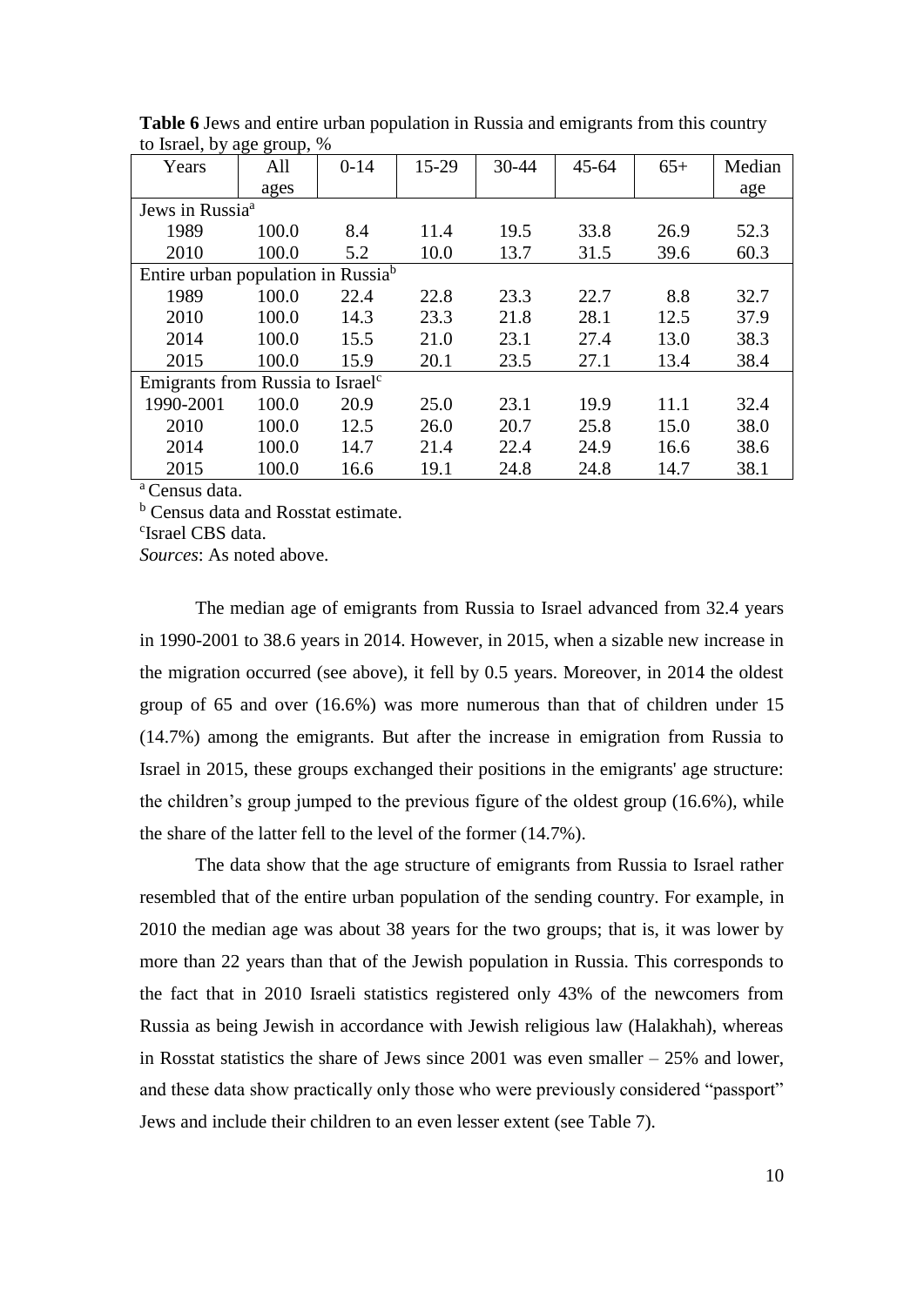**Table 6** Jews and entire urban population in Russia and emigrants from this country to Israel, by age group, %

| Years | All ages | 0-14 | 15-29 | 30-44 | 45-64 | 65+ | Median age |
|---|---|---|---|---|---|---|---|
| Jews in Russia[a] | | | | | | | |
| 1989 | 100.0 | 8.4 | 11.4 | 19.5 | 33.8 | 26.9 | 52.3 |
| 2010 | 100.0 | 5.2 | 10.0 | 13.7 | 31.5 | 39.6 | 60.3 |
| Entire urban population in Russia[b] | | | | | | | |
| 1989 | 100.0 | 22.4 | 22.8 | 23.3 | 22.7 | 8.8 | 32.7 |
| 2010 | 100.0 | 14.3 | 23.3 | 21.8 | 28.1 | 12.5 | 37.9 |
| 2014 | 100.0 | 15.5 | 21.0 | 23.1 | 27.4 | 13.0 | 38.3 |
| 2015 | 100.0 | 15.9 | 20.1 | 23.5 | 27.1 | 13.4 | 38.4 |
| Emigrants from Russia to Israel[c] | | | | | | | |
| 1990-2001 | 100.0 | 20.9 | 25.0 | 23.1 | 19.9 | 11.1 | 32.4 |
| 2010 | 100.0 | 12.5 | 26.0 | 20.7 | 25.8 | 15.0 | 38.0 |
| 2014 | 100.0 | 14.7 | 21.4 | 22.4 | 24.9 | 16.6 | 38.6 |
| 2015 | 100.0 | 16.6 | 19.1 | 24.8 | 24.8 | 14.7 | 38.1 |

[a] Census data.

[b] Census data and Rosstat estimate.

[c] Israel CBS data.

*Sources*: As noted above.

The median age of emigrants from Russia to Israel advanced from 32.4 years in 1990-2001 to 38.6 years in 2014. However, in 2015, when a sizable new increase in the migration occurred (see above), it fell by 0.5 years. Moreover, in 2014 the oldest group of 65 and over (16.6%) was more numerous than that of children under 15 (14.7%) among the emigrants. But after the increase in emigration from Russia to Israel in 2015, these groups exchanged their positions in the emigrants' age structure: the children's group jumped to the previous figure of the oldest group (16.6%), while the share of the latter fell to the level of the former (14.7%).

The data show that the age structure of emigrants from Russia to Israel rather resembled that of the entire urban population of the sending country. For example, in 2010 the median age was about 38 years for the two groups; that is, it was lower by more than 22 years than that of the Jewish population in Russia. This corresponds to the fact that in 2010 Israeli statistics registered only 43% of the newcomers from Russia as being Jewish in accordance with Jewish religious law (Halakhah), whereas in Rosstat statistics the share of Jews since 2001 was even smaller – 25% and lower, and these data show practically only those who were previously considered "passport" Jews and include their children to an even lesser extent (see Table 7).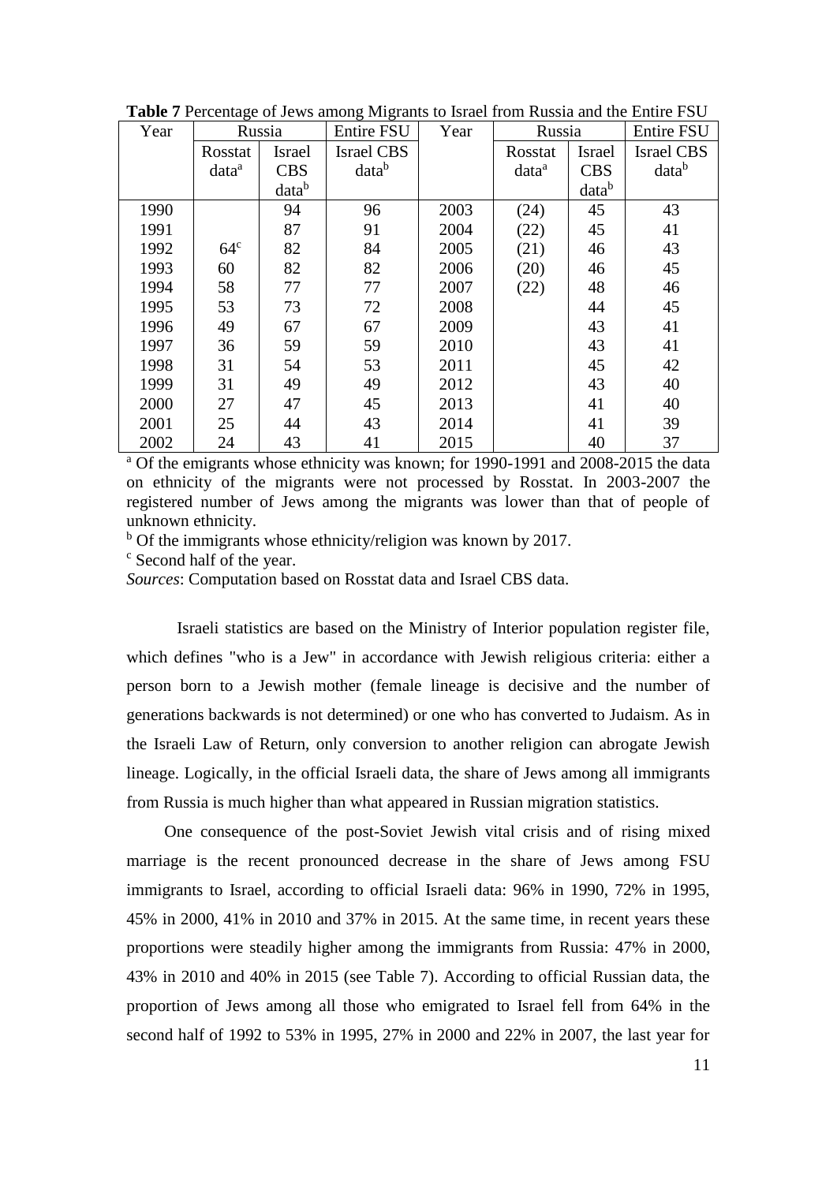**Table 7** Percentage of Jews among Migrants to Israel from Russia and the Entire FSU

| Year | Russia | | Entire FSU | Year | Russia | | Entire FSU |
|---|---|---|---|---|---|---|---|
| | Rosstat data[a] | Israel CBS data[b] | Israel CBS data[b] | | Rosstat data[a] | Israel CBS data[b] | Israel CBS data[b] |
| 1990 | | 94 | 96 | 2003 | (24) | 45 | 43 |
| 1991 | | 87 | 91 | 2004 | (22) | 45 | 41 |
| 1992 | 64[c] | 82 | 84 | 2005 | (21) | 46 | 43 |
| 1993 | 60 | 82 | 82 | 2006 | (20) | 46 | 45 |
| 1994 | 58 | 77 | 77 | 2007 | (22) | 48 | 46 |
| 1995 | 53 | 73 | 72 | 2008 | | 44 | 45 |
| 1996 | 49 | 67 | 67 | 2009 | | 43 | 41 |
| 1997 | 36 | 59 | 59 | 2010 | | 43 | 41 |
| 1998 | 31 | 54 | 53 | 2011 | | 45 | 42 |
| 1999 | 31 | 49 | 49 | 2012 | | 43 | 40 |
| 2000 | 27 | 47 | 45 | 2013 | | 41 | 40 |
| 2001 | 25 | 44 | 43 | 2014 | | 41 | 39 |
| 2002 | 24 | 43 | 41 | 2015 | | 40 | 37 |

[a] Of the emigrants whose ethnicity was known; for 1990-1991 and 2008-2015 the data on ethnicity of the migrants were not processed by Rosstat. In 2003-2007 the registered number of Jews among the migrants was lower than that of people of unknown ethnicity.

[b] Of the immigrants whose ethnicity/religion was known by 2017.

[c] Second half of the year.

*Sources*: Computation based on Rosstat data and Israel CBS data.

Israeli statistics are based on the Ministry of Interior population register file, which defines "who is a Jew" in accordance with Jewish religious criteria: either a person born to a Jewish mother (female lineage is decisive and the number of generations backwards is not determined) or one who has converted to Judaism. As in the Israeli Law of Return, only conversion to another religion can abrogate Jewish lineage. Logically, in the official Israeli data, the share of Jews among all immigrants from Russia is much higher than what appeared in Russian migration statistics.

One consequence of the post-Soviet Jewish vital crisis and of rising mixed marriage is the recent pronounced decrease in the share of Jews among FSU immigrants to Israel, according to official Israeli data: 96% in 1990, 72% in 1995, 45% in 2000, 41% in 2010 and 37% in 2015. At the same time, in recent years these proportions were steadily higher among the immigrants from Russia: 47% in 2000, 43% in 2010 and 40% in 2015 (see Table 7). According to official Russian data, the proportion of Jews among all those who emigrated to Israel fell from 64% in the second half of 1992 to 53% in 1995, 27% in 2000 and 22% in 2007, the last year for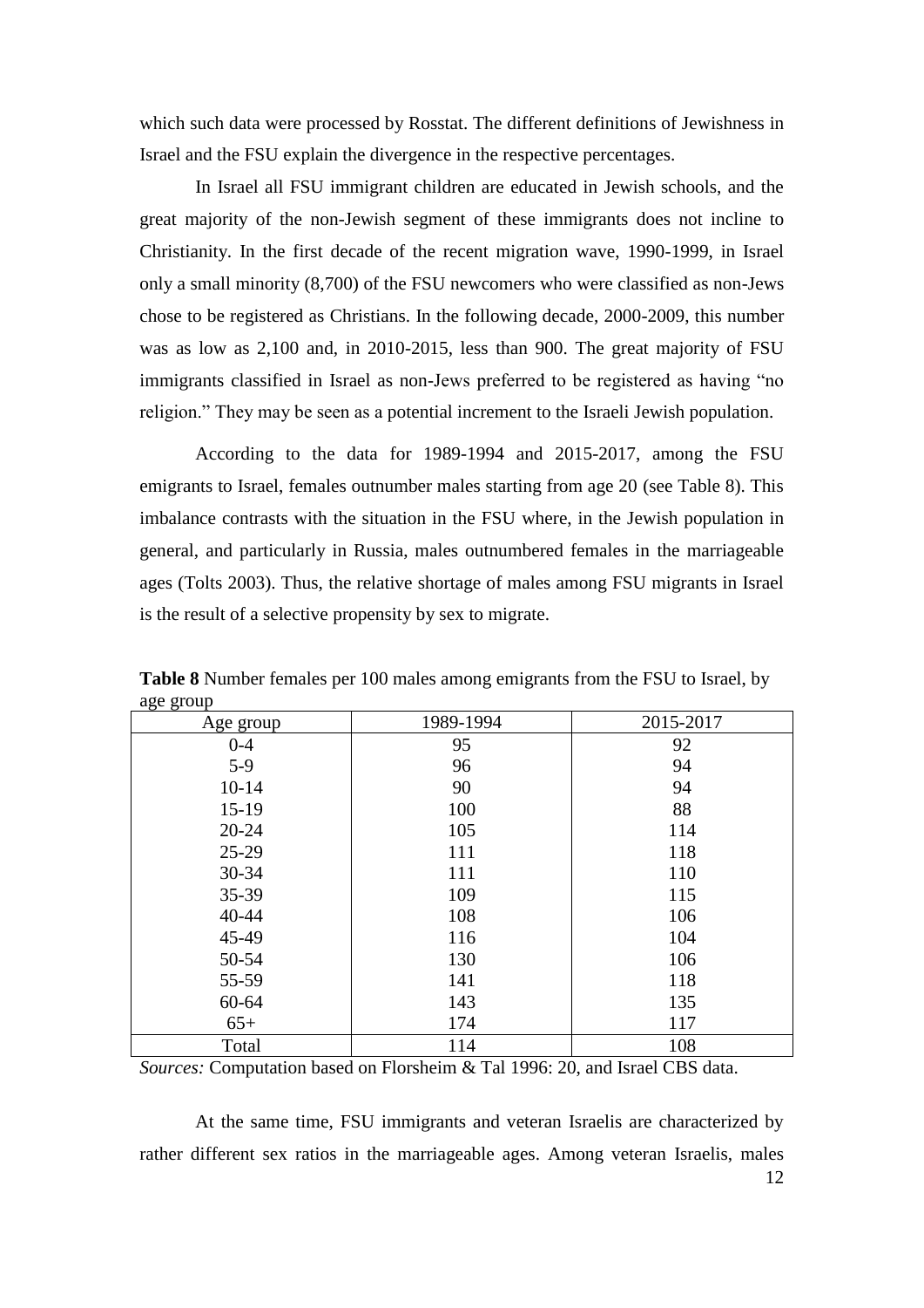which such data were processed by Rosstat. The different definitions of Jewishness in Israel and the FSU explain the divergence in the respective percentages.

In Israel all FSU immigrant children are educated in Jewish schools, and the great majority of the non-Jewish segment of these immigrants does not incline to Christianity. In the first decade of the recent migration wave, 1990-1999, in Israel only a small minority (8,700) of the FSU newcomers who were classified as non-Jews chose to be registered as Christians. In the following decade, 2000-2009, this number was as low as 2,100 and, in 2010-2015, less than 900. The great majority of FSU immigrants classified in Israel as non-Jews preferred to be registered as having "no religion." They may be seen as a potential increment to the Israeli Jewish population.

According to the data for 1989-1994 and 2015-2017, among the FSU emigrants to Israel, females outnumber males starting from age 20 (see Table 8). This imbalance contrasts with the situation in the FSU where, in the Jewish population in general, and particularly in Russia, males outnumbered females in the marriageable ages (Tolts 2003). Thus, the relative shortage of males among FSU migrants in Israel is the result of a selective propensity by sex to migrate.

**Table 8** Number females per 100 males among emigrants from the FSU to Israel, by age group

| Age group | 1989-1994 | 2015-2017 |
|---|---|---|
| 0-4 | 95 | 92 |
| 5-9 | 96 | 94 |
| 10-14 | 90 | 94 |
| 15-19 | 100 | 88 |
| 20-24 | 105 | 114 |
| 25-29 | 111 | 118 |
| 30-34 | 111 | 110 |
| 35-39 | 109 | 115 |
| 40-44 | 108 | 106 |
| 45-49 | 116 | 104 |
| 50-54 | 130 | 106 |
| 55-59 | 141 | 118 |
| 60-64 | 143 | 135 |
| 65+ | 174 | 117 |
| Total | 114 | 108 |

*Sources:* Computation based on Florsheim & Tal 1996: 20, and Israel CBS data.

At the same time, FSU immigrants and veteran Israelis are characterized by rather different sex ratios in the marriageable ages. Among veteran Israelis, males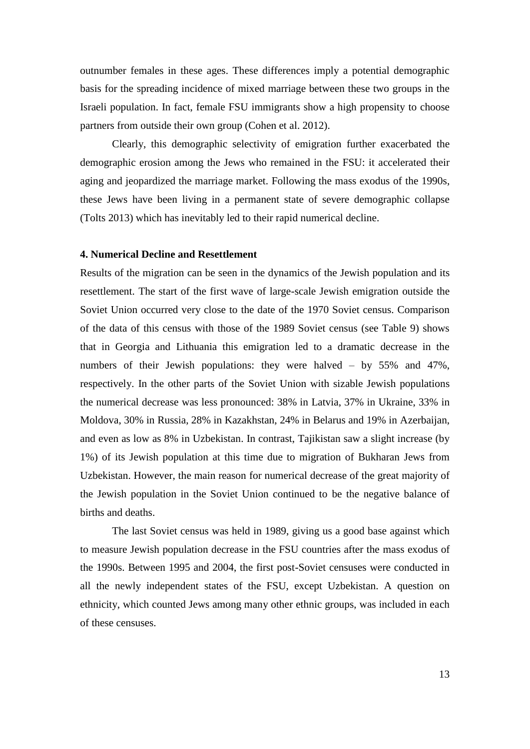outnumber females in these ages. These differences imply a potential demographic basis for the spreading incidence of mixed marriage between these two groups in the Israeli population. In fact, female FSU immigrants show a high propensity to choose partners from outside their own group (Cohen et al. 2012).

Clearly, this demographic selectivity of emigration further exacerbated the demographic erosion among the Jews who remained in the FSU: it accelerated their aging and jeopardized the marriage market. Following the mass exodus of the 1990s, these Jews have been living in a permanent state of severe demographic collapse (Tolts 2013) which has inevitably led to their rapid numerical decline.

## 4. Numerical Decline and Resettlement

Results of the migration can be seen in the dynamics of the Jewish population and its resettlement. The start of the first wave of large-scale Jewish emigration outside the Soviet Union occurred very close to the date of the 1970 Soviet census. Comparison of the data of this census with those of the 1989 Soviet census (see Table 9) shows that in Georgia and Lithuania this emigration led to a dramatic decrease in the numbers of their Jewish populations: they were halved – by 55% and 47%, respectively. In the other parts of the Soviet Union with sizable Jewish populations the numerical decrease was less pronounced: 38% in Latvia, 37% in Ukraine, 33% in Moldova, 30% in Russia, 28% in Kazakhstan, 24% in Belarus and 19% in Azerbaijan, and even as low as 8% in Uzbekistan. In contrast, Tajikistan saw a slight increase (by 1%) of its Jewish population at this time due to migration of Bukharan Jews from Uzbekistan. However, the main reason for numerical decrease of the great majority of the Jewish population in the Soviet Union continued to be the negative balance of births and deaths.

The last Soviet census was held in 1989, giving us a good base against which to measure Jewish population decrease in the FSU countries after the mass exodus of the 1990s. Between 1995 and 2004, the first post-Soviet censuses were conducted in all the newly independent states of the FSU, except Uzbekistan. A question on ethnicity, which counted Jews among many other ethnic groups, was included in each of these censuses.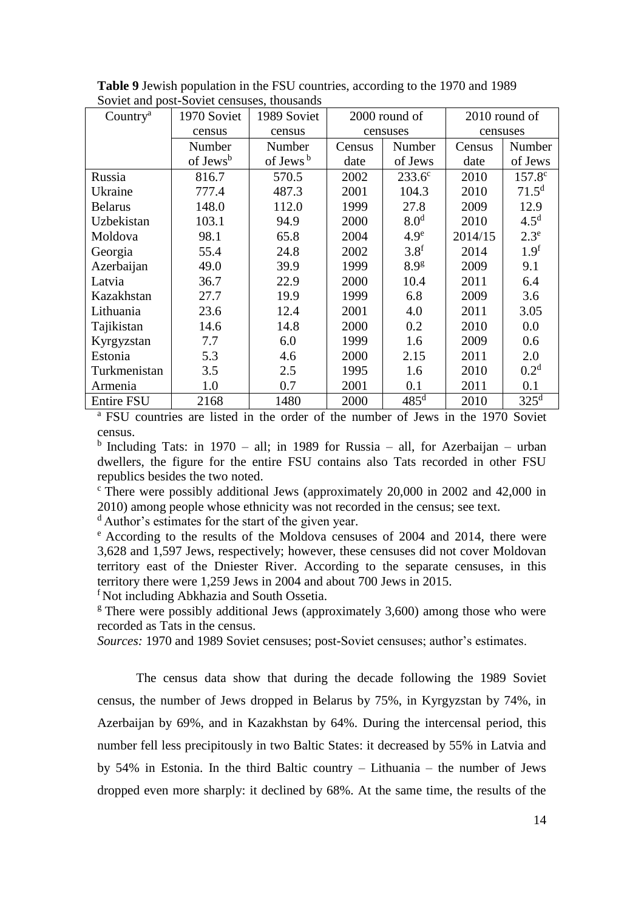**Table 9** Jewish population in the FSU countries, according to the 1970 and 1989 Soviet and post-Soviet censuses, thousands

| Country[a] | 1970 Soviet census | 1989 Soviet census | 2000 round of censuses | | 2010 round of censuses | |
|---|---|---|---|---|---|---|
| | Number of Jews[b] | Number of Jews[b] | Census date | Number of Jews | Census date | Number of Jews |
| Russia | 816.7 | 570.5 | 2002 | 233.6[c] | 2010 | 157.8[c] |
| Ukraine | 777.4 | 487.3 | 2001 | 104.3 | 2010 | 71.5[d] |
| Belarus | 148.0 | 112.0 | 1999 | 27.8 | 2009 | 12.9 |
| Uzbekistan | 103.1 | 94.9 | 2000 | 8.0[d] | 2010 | 4.5[d] |
| Moldova | 98.1 | 65.8 | 2004 | 4.9[e] | 2014/15 | 2.3[e] |
| Georgia | 55.4 | 24.8 | 2002 | 3.8[f] | 2014 | 1.9[f] |
| Azerbaijan | 49.0 | 39.9 | 1999 | 8.9[g] | 2009 | 9.1 |
| Latvia | 36.7 | 22.9 | 2000 | 10.4 | 2011 | 6.4 |
| Kazakhstan | 27.7 | 19.9 | 1999 | 6.8 | 2009 | 3.6 |
| Lithuania | 23.6 | 12.4 | 2001 | 4.0 | 2011 | 3.05 |
| Tajikistan | 14.6 | 14.8 | 2000 | 0.2 | 2010 | 0.0 |
| Kyrgyzstan | 7.7 | 6.0 | 1999 | 1.6 | 2009 | 0.6 |
| Estonia | 5.3 | 4.6 | 2000 | 2.15 | 2011 | 2.0 |
| Turkmenistan | 3.5 | 2.5 | 1995 | 1.6 | 2010 | 0.2[d] |
| Armenia | 1.0 | 0.7 | 2001 | 0.1 | 2011 | 0.1 |
| Entire FSU | 2168 | 1480 | 2000 | 485[d] | 2010 | 325[d] |

[a] FSU countries are listed in the order of the number of Jews in the 1970 Soviet census.

[b] Including Tats: in 1970 – all; in 1989 for Russia – all, for Azerbaijan – urban dwellers, the figure for the entire FSU contains also Tats recorded in other FSU republics besides the two noted.

[c] There were possibly additional Jews (approximately 20,000 in 2002 and 42,000 in 2010) among people whose ethnicity was not recorded in the census; see text.

[d] Author's estimates for the start of the given year.

[e] According to the results of the Moldova censuses of 2004 and 2014, there were 3,628 and 1,597 Jews, respectively; however, these censuses did not cover Moldovan territory east of the Dniester River. According to the separate censuses, in this territory there were 1,259 Jews in 2004 and about 700 Jews in 2015.

[f] Not including Abkhazia and South Ossetia.

[g] There were possibly additional Jews (approximately 3,600) among those who were recorded as Tats in the census.

*Sources:* 1970 and 1989 Soviet censuses; post-Soviet censuses; author's estimates.

The census data show that during the decade following the 1989 Soviet census, the number of Jews dropped in Belarus by 75%, in Kyrgyzstan by 74%, in Azerbaijan by 69%, and in Kazakhstan by 64%. During the intercensal period, this number fell less precipitously in two Baltic States: it decreased by 55% in Latvia and by 54% in Estonia. In the third Baltic country – Lithuania – the number of Jews dropped even more sharply: it declined by 68%. At the same time, the results of the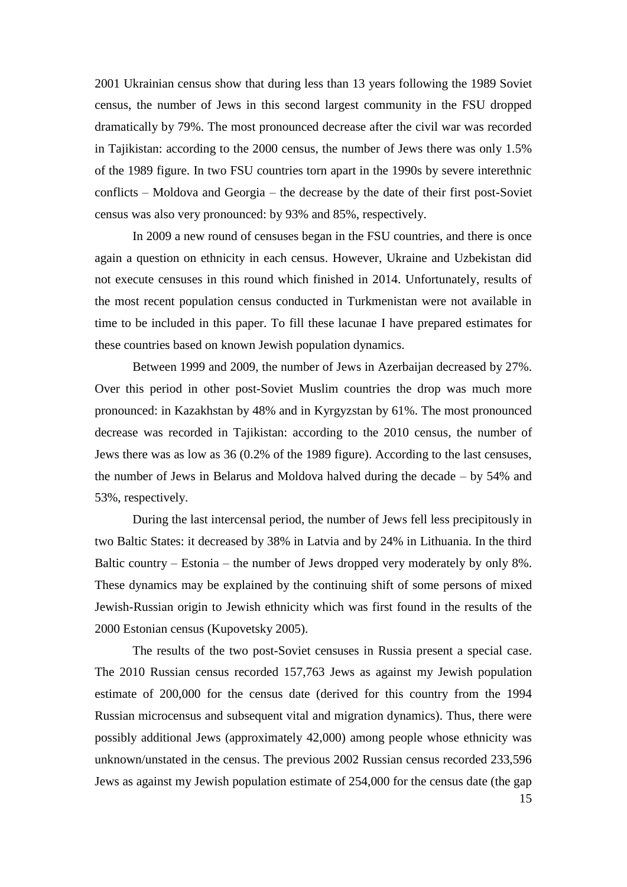2001 Ukrainian census show that during less than 13 years following the 1989 Soviet census, the number of Jews in this second largest community in the FSU dropped dramatically by 79%. The most pronounced decrease after the civil war was recorded in Tajikistan: according to the 2000 census, the number of Jews there was only 1.5% of the 1989 figure. In two FSU countries torn apart in the 1990s by severe interethnic conflicts – Moldova and Georgia – the decrease by the date of their first post-Soviet census was also very pronounced: by 93% and 85%, respectively.

In 2009 a new round of censuses began in the FSU countries, and there is once again a question on ethnicity in each census. However, Ukraine and Uzbekistan did not execute censuses in this round which finished in 2014. Unfortunately, results of the most recent population census conducted in Turkmenistan were not available in time to be included in this paper. To fill these lacunae I have prepared estimates for these countries based on known Jewish population dynamics.

Between 1999 and 2009, the number of Jews in Azerbaijan decreased by 27%. Over this period in other post-Soviet Muslim countries the drop was much more pronounced: in Kazakhstan by 48% and in Kyrgyzstan by 61%. The most pronounced decrease was recorded in Tajikistan: according to the 2010 census, the number of Jews there was as low as 36 (0.2% of the 1989 figure). According to the last censuses, the number of Jews in Belarus and Moldova halved during the decade – by 54% and 53%, respectively.

During the last intercensal period, the number of Jews fell less precipitously in two Baltic States: it decreased by 38% in Latvia and by 24% in Lithuania. In the third Baltic country – Estonia – the number of Jews dropped very moderately by only 8%. These dynamics may be explained by the continuing shift of some persons of mixed Jewish-Russian origin to Jewish ethnicity which was first found in the results of the 2000 Estonian census (Kupovetsky 2005).

The results of the two post-Soviet censuses in Russia present a special case. The 2010 Russian census recorded 157,763 Jews as against my Jewish population estimate of 200,000 for the census date (derived for this country from the 1994 Russian microcensus and subsequent vital and migration dynamics). Thus, there were possibly additional Jews (approximately 42,000) among people whose ethnicity was unknown/unstated in the census. The previous 2002 Russian census recorded 233,596 Jews as against my Jewish population estimate of 254,000 for the census date (the gap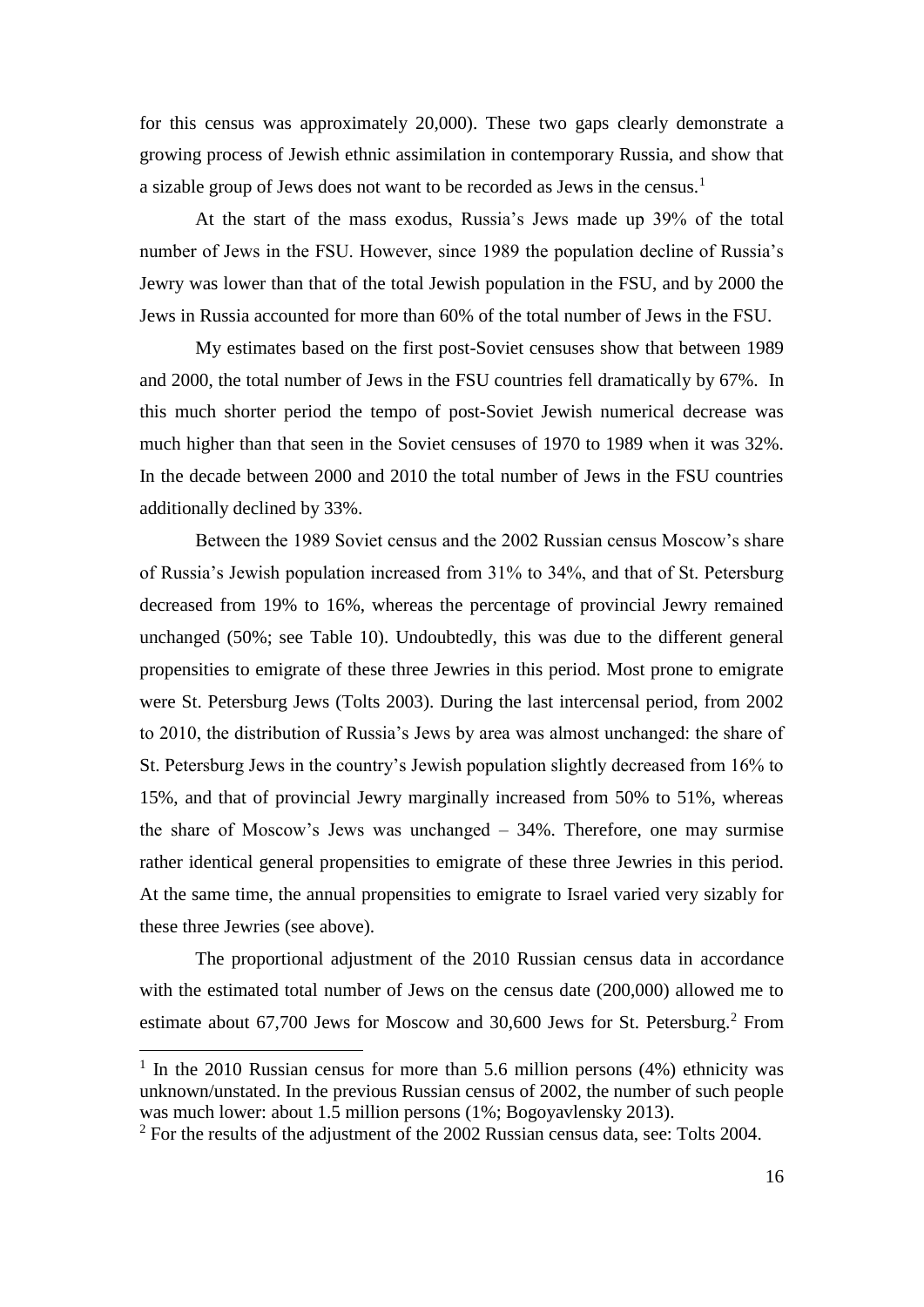for this census was approximately 20,000). These two gaps clearly demonstrate a growing process of Jewish ethnic assimilation in contemporary Russia, and show that a sizable group of Jews does not want to be recorded as Jews in the census.[1]

At the start of the mass exodus, Russia's Jews made up 39% of the total number of Jews in the FSU. However, since 1989 the population decline of Russia's Jewry was lower than that of the total Jewish population in the FSU, and by 2000 the Jews in Russia accounted for more than 60% of the total number of Jews in the FSU.

My estimates based on the first post-Soviet censuses show that between 1989 and 2000, the total number of Jews in the FSU countries fell dramatically by 67%. In this much shorter period the tempo of post-Soviet Jewish numerical decrease was much higher than that seen in the Soviet censuses of 1970 to 1989 when it was 32%. In the decade between 2000 and 2010 the total number of Jews in the FSU countries additionally declined by 33%.

Between the 1989 Soviet census and the 2002 Russian census Moscow's share of Russia's Jewish population increased from 31% to 34%, and that of St. Petersburg decreased from 19% to 16%, whereas the percentage of provincial Jewry remained unchanged (50%; see Table 10). Undoubtedly, this was due to the different general propensities to emigrate of these three Jewries in this period. Most prone to emigrate were St. Petersburg Jews (Tolts 2003). During the last intercensal period, from 2002 to 2010, the distribution of Russia's Jews by area was almost unchanged: the share of St. Petersburg Jews in the country's Jewish population slightly decreased from 16% to 15%, and that of provincial Jewry marginally increased from 50% to 51%, whereas the share of Moscow's Jews was unchanged – 34%. Therefore, one may surmise rather identical general propensities to emigrate of these three Jewries in this period. At the same time, the annual propensities to emigrate to Israel varied very sizably for these three Jewries (see above).

The proportional adjustment of the 2010 Russian census data in accordance with the estimated total number of Jews on the census date (200,000) allowed me to estimate about 67,700 Jews for Moscow and 30,600 Jews for St. Petersburg.[2] From

---

[1] In the 2010 Russian census for more than 5.6 million persons (4%) ethnicity was unknown/unstated. In the previous Russian census of 2002, the number of such people was much lower: about 1.5 million persons (1%; Bogoyavlensky 2013).

[2] For the results of the adjustment of the 2002 Russian census data, see: Tolts 2004.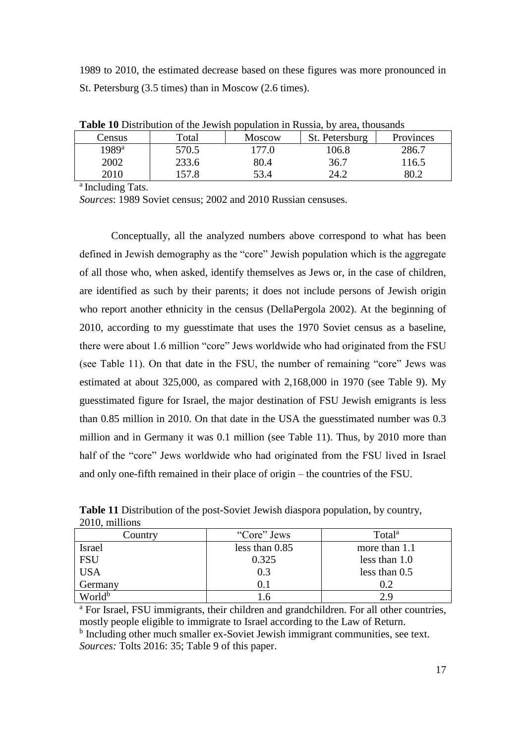1989 to 2010, the estimated decrease based on these figures was more pronounced in St. Petersburg (3.5 times) than in Moscow (2.6 times).

**Table 10** Distribution of the Jewish population in Russia, by area, thousands

| Census | Total | Moscow | St. Petersburg | Provinces |
|---|---|---|---|---|
| 1989[a] | 570.5 | 177.0 | 106.8 | 286.7 |
| 2002 | 233.6 | 80.4 | 36.7 | 116.5 |
| 2010 | 157.8 | 53.4 | 24.2 | 80.2 |

[a] Including Tats.

*Sources*: 1989 Soviet census; 2002 and 2010 Russian censuses.

Conceptually, all the analyzed numbers above correspond to what has been defined in Jewish demography as the "core" Jewish population which is the aggregate of all those who, when asked, identify themselves as Jews or, in the case of children, are identified as such by their parents; it does not include persons of Jewish origin who report another ethnicity in the census (DellaPergola 2002). At the beginning of 2010, according to my guesstimate that uses the 1970 Soviet census as a baseline, there were about 1.6 million "core" Jews worldwide who had originated from the FSU (see Table 11). On that date in the FSU, the number of remaining "core" Jews was estimated at about 325,000, as compared with 2,168,000 in 1970 (see Table 9). My guesstimated figure for Israel, the major destination of FSU Jewish emigrants is less than 0.85 million in 2010. On that date in the USA the guesstimated number was 0.3 million and in Germany it was 0.1 million (see Table 11). Thus, by 2010 more than half of the "core" Jews worldwide who had originated from the FSU lived in Israel and only one-fifth remained in their place of origin – the countries of the FSU.

**Table 11** Distribution of the post-Soviet Jewish diaspora population, by country, 2010, millions

| Country | "Core" Jews | Total[a] |
|---|---|---|
| Israel | less than 0.85 | more than 1.1 |
| FSU | 0.325 | less than 1.0 |
| USA | 0.3 | less than 0.5 |
| Germany | 0.1 | 0.2 |
| World[b] | 1.6 | 2.9 |

[a] For Israel, FSU immigrants, their children and grandchildren. For all other countries, mostly people eligible to immigrate to Israel according to the Law of Return.

[b] Including other much smaller ex-Soviet Jewish immigrant communities, see text.

*Sources:* Tolts 2016: 35; Table 9 of this paper.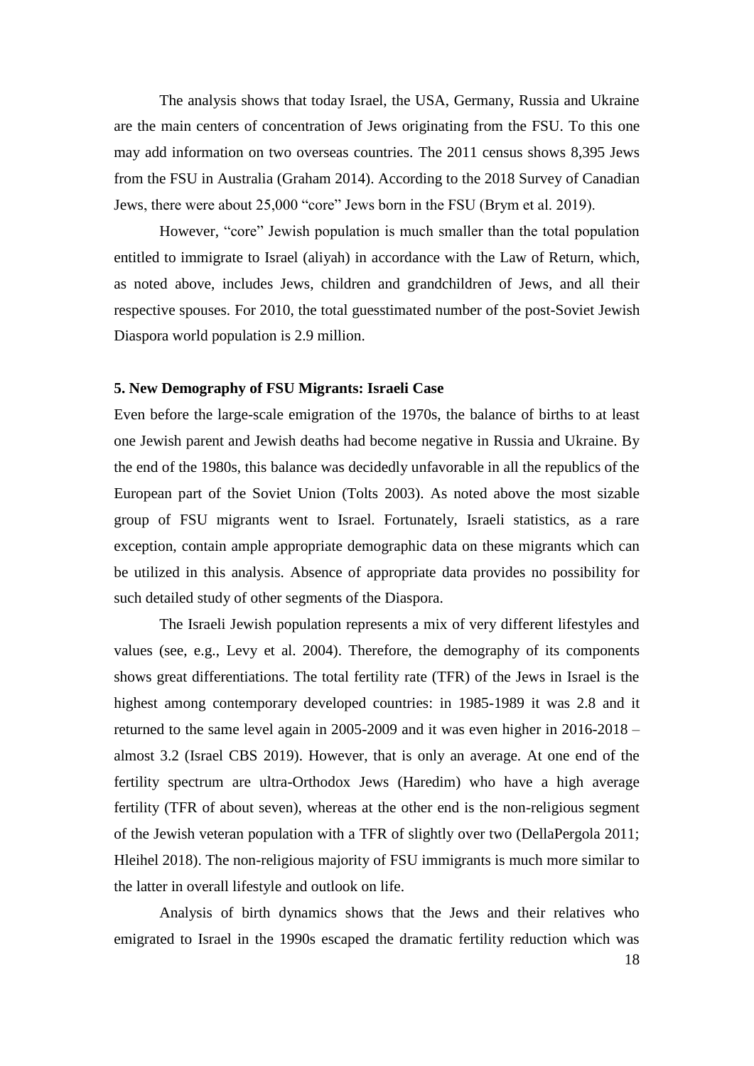The analysis shows that today Israel, the USA, Germany, Russia and Ukraine are the main centers of concentration of Jews originating from the FSU. To this one may add information on two overseas countries. The 2011 census shows 8,395 Jews from the FSU in Australia (Graham 2014). According to the 2018 Survey of Canadian Jews, there were about 25,000 "core" Jews born in the FSU (Brym et al. 2019).

However, "core" Jewish population is much smaller than the total population entitled to immigrate to Israel (aliyah) in accordance with the Law of Return, which, as noted above, includes Jews, children and grandchildren of Jews, and all their respective spouses. For 2010, the total guesstimated number of the post-Soviet Jewish Diaspora world population is 2.9 million.

## 5. New Demography of FSU Migrants: Israeli Case

Even before the large-scale emigration of the 1970s, the balance of births to at least one Jewish parent and Jewish deaths had become negative in Russia and Ukraine. By the end of the 1980s, this balance was decidedly unfavorable in all the republics of the European part of the Soviet Union (Tolts 2003). As noted above the most sizable group of FSU migrants went to Israel. Fortunately, Israeli statistics, as a rare exception, contain ample appropriate demographic data on these migrants which can be utilized in this analysis. Absence of appropriate data provides no possibility for such detailed study of other segments of the Diaspora.

The Israeli Jewish population represents a mix of very different lifestyles and values (see, e.g., Levy et al. 2004). Therefore, the demography of its components shows great differentiations. The total fertility rate (TFR) of the Jews in Israel is the highest among contemporary developed countries: in 1985-1989 it was 2.8 and it returned to the same level again in 2005-2009 and it was even higher in 2016-2018 – almost 3.2 (Israel CBS 2019). However, that is only an average. At one end of the fertility spectrum are ultra-Orthodox Jews (Haredim) who have a high average fertility (TFR of about seven), whereas at the other end is the non-religious segment of the Jewish veteran population with a TFR of slightly over two (DellaPergola 2011; Hleihel 2018). The non-religious majority of FSU immigrants is much more similar to the latter in overall lifestyle and outlook on life.

Analysis of birth dynamics shows that the Jews and their relatives who emigrated to Israel in the 1990s escaped the dramatic fertility reduction which was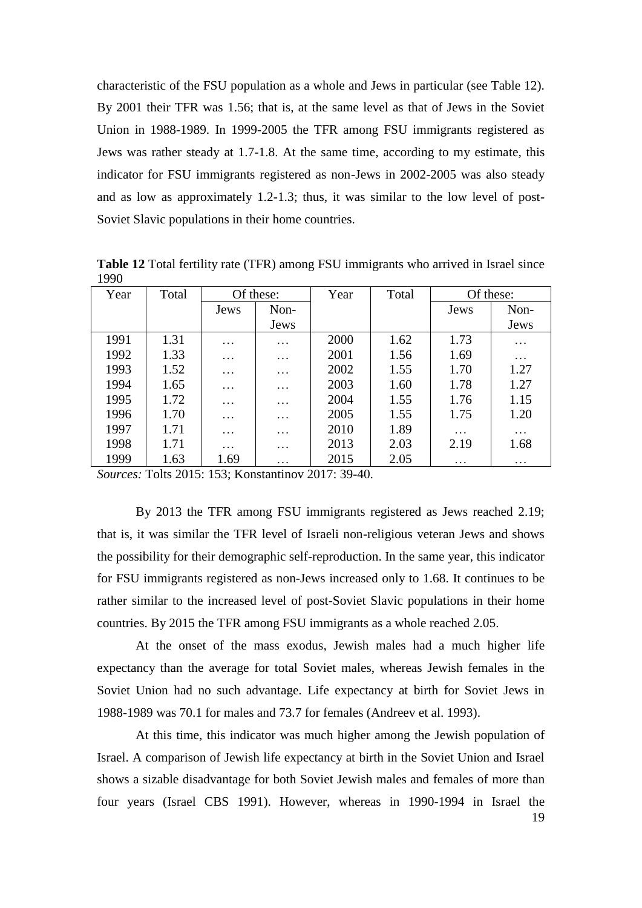characteristic of the FSU population as a whole and Jews in particular (see Table 12). By 2001 their TFR was 1.56; that is, at the same level as that of Jews in the Soviet Union in 1988-1989. In 1999-2005 the TFR among FSU immigrants registered as Jews was rather steady at 1.7-1.8. At the same time, according to my estimate, this indicator for FSU immigrants registered as non-Jews in 2002-2005 was also steady and as low as approximately 1.2-1.3; thus, it was similar to the low level of post-Soviet Slavic populations in their home countries.

**Table 12** Total fertility rate (TFR) among FSU immigrants who arrived in Israel since 1990

| Year | Total | Of these: | | Year | Total | Of these: | |
|---|---|---|---|---|---|---|---|
| | | Jews | Non-Jews | | | Jews | Non-Jews |
| 1991 | 1.31 | … | … | 2000 | 1.62 | 1.73 | … |
| 1992 | 1.33 | … | … | 2001 | 1.56 | 1.69 | … |
| 1993 | 1.52 | … | … | 2002 | 1.55 | 1.70 | 1.27 |
| 1994 | 1.65 | … | … | 2003 | 1.60 | 1.78 | 1.27 |
| 1995 | 1.72 | … | … | 2004 | 1.55 | 1.76 | 1.15 |
| 1996 | 1.70 | … | … | 2005 | 1.55 | 1.75 | 1.20 |
| 1997 | 1.71 | … | … | 2010 | 1.89 | … | … |
| 1998 | 1.71 | … | … | 2013 | 2.03 | 2.19 | 1.68 |
| 1999 | 1.63 | 1.69 | … | 2015 | 2.05 | … | … |

*Sources:* Tolts 2015: 153; Konstantinov 2017: 39-40.

By 2013 the TFR among FSU immigrants registered as Jews reached 2.19; that is, it was similar the TFR level of Israeli non-religious veteran Jews and shows the possibility for their demographic self-reproduction. In the same year, this indicator for FSU immigrants registered as non-Jews increased only to 1.68. It continues to be rather similar to the increased level of post-Soviet Slavic populations in their home countries. By 2015 the TFR among FSU immigrants as a whole reached 2.05.

At the onset of the mass exodus, Jewish males had a much higher life expectancy than the average for total Soviet males, whereas Jewish females in the Soviet Union had no such advantage. Life expectancy at birth for Soviet Jews in 1988-1989 was 70.1 for males and 73.7 for females (Andreev et al. 1993).

At this time, this indicator was much higher among the Jewish population of Israel. A comparison of Jewish life expectancy at birth in the Soviet Union and Israel shows a sizable disadvantage for both Soviet Jewish males and females of more than four years (Israel CBS 1991). However, whereas in 1990-1994 in Israel the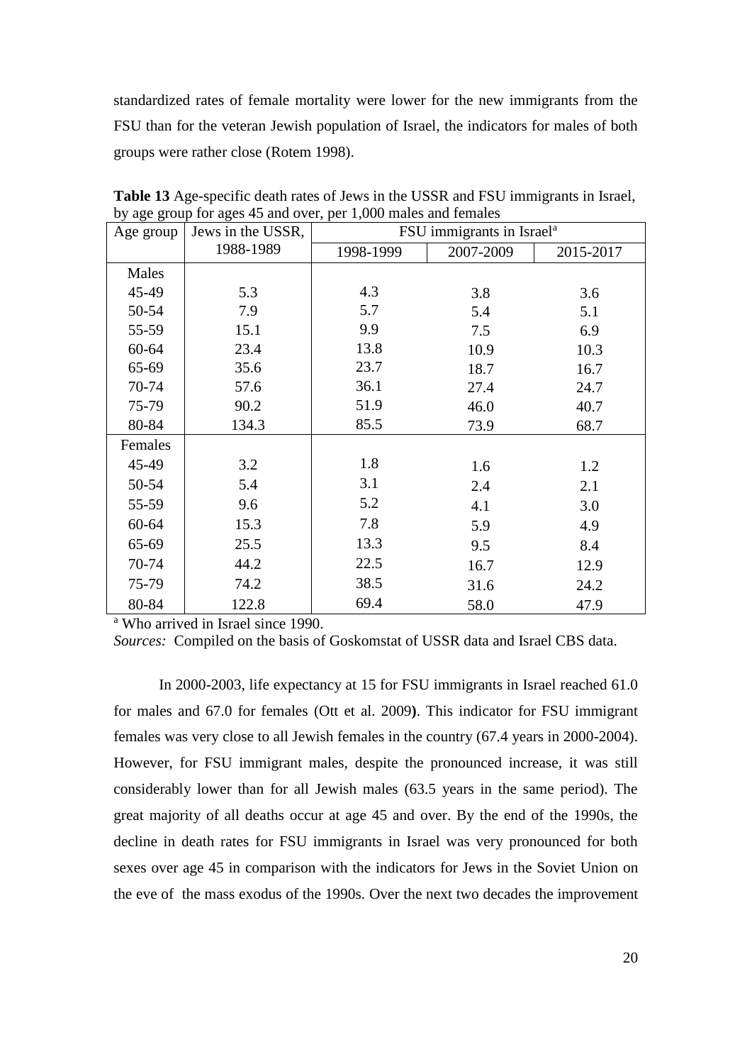standardized rates of female mortality were lower for the new immigrants from the FSU than for the veteran Jewish population of Israel, the indicators for males of both groups were rather close (Rotem 1998).

**Table 13** Age-specific death rates of Jews in the USSR and FSU immigrants in Israel, by age group for ages 45 and over, per 1,000 males and females

| Age group | Jews in the USSR, 1988-1989 | FSU immigrants in Israel[a] | | |
|---|---|---|---|---|
| | | 1998-1999 | 2007-2009 | 2015-2017 |
| Males | | | | |
| 45-49 | 5.3 | 4.3 | 3.8 | 3.6 |
| 50-54 | 7.9 | 5.7 | 5.4 | 5.1 |
| 55-59 | 15.1 | 9.9 | 7.5 | 6.9 |
| 60-64 | 23.4 | 13.8 | 10.9 | 10.3 |
| 65-69 | 35.6 | 23.7 | 18.7 | 16.7 |
| 70-74 | 57.6 | 36.1 | 27.4 | 24.7 |
| 75-79 | 90.2 | 51.9 | 46.0 | 40.7 |
| 80-84 | 134.3 | 85.5 | 73.9 | 68.7 |
| Females | | | | |
| 45-49 | 3.2 | 1.8 | 1.6 | 1.2 |
| 50-54 | 5.4 | 3.1 | 2.4 | 2.1 |
| 55-59 | 9.6 | 5.2 | 4.1 | 3.0 |
| 60-64 | 15.3 | 7.8 | 5.9 | 4.9 |
| 65-69 | 25.5 | 13.3 | 9.5 | 8.4 |
| 70-74 | 44.2 | 22.5 | 16.7 | 12.9 |
| 75-79 | 74.2 | 38.5 | 31.6 | 24.2 |
| 80-84 | 122.8 | 69.4 | 58.0 | 47.9 |

[a] Who arrived in Israel since 1990.

*Sources:* Compiled on the basis of Goskomstat of USSR data and Israel CBS data.

In 2000-2003, life expectancy at 15 for FSU immigrants in Israel reached 61.0 for males and 67.0 for females (Ott et al. 2009**)**. This indicator for FSU immigrant females was very close to all Jewish females in the country (67.4 years in 2000-2004). However, for FSU immigrant males, despite the pronounced increase, it was still considerably lower than for all Jewish males (63.5 years in the same period). The great majority of all deaths occur at age 45 and over. By the end of the 1990s, the decline in death rates for FSU immigrants in Israel was very pronounced for both sexes over age 45 in comparison with the indicators for Jews in the Soviet Union on the eve of the mass exodus of the 1990s. Over the next two decades the improvement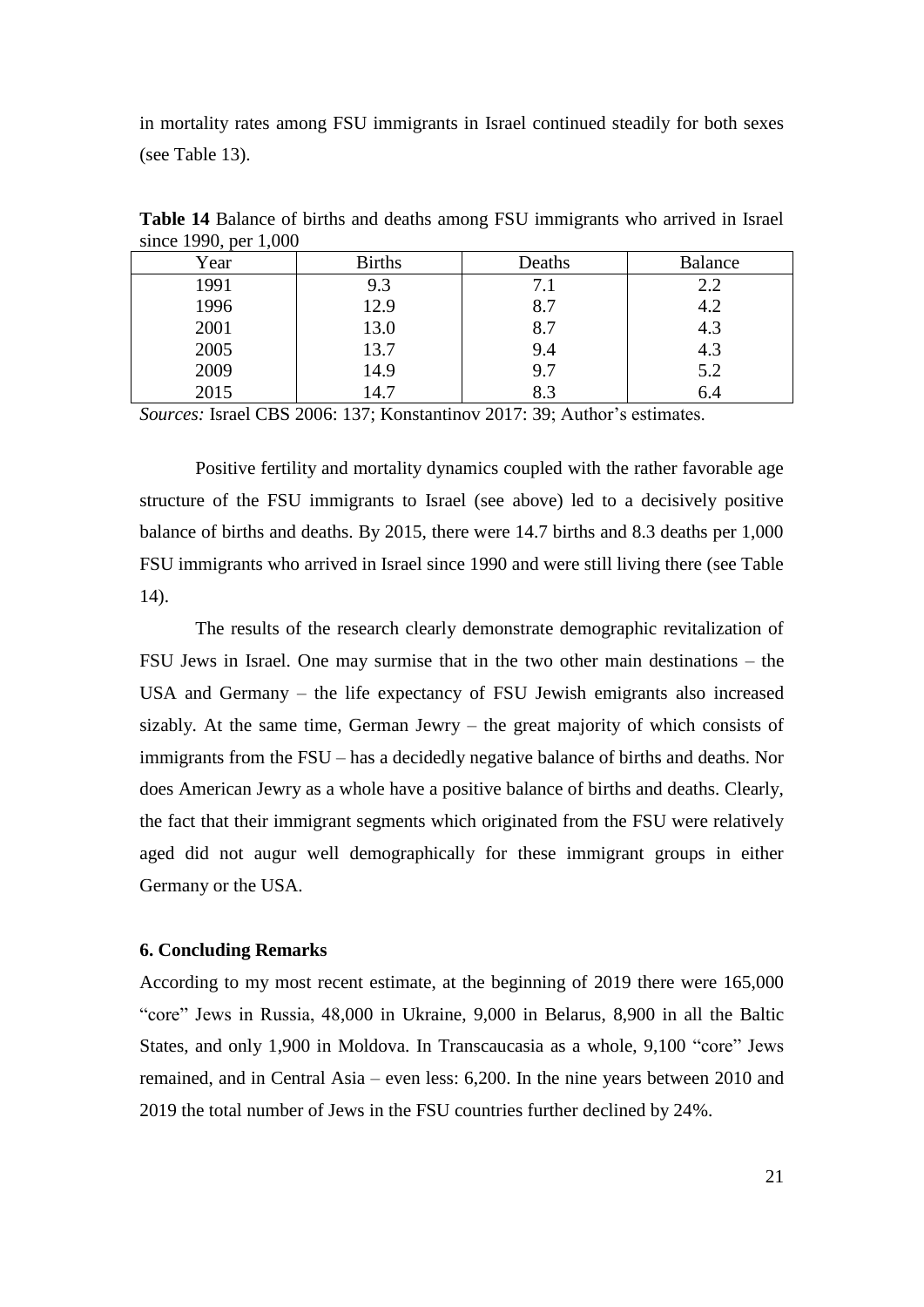in mortality rates among FSU immigrants in Israel continued steadily for both sexes (see Table 13).

**Table 14** Balance of births and deaths among FSU immigrants who arrived in Israel since 1990, per 1,000

| Year | Births | Deaths | Balance |
|---|---|---|---|
| 1991 | 9.3 | 7.1 | 2.2 |
| 1996 | 12.9 | 8.7 | 4.2 |
| 2001 | 13.0 | 8.7 | 4.3 |
| 2005 | 13.7 | 9.4 | 4.3 |
| 2009 | 14.9 | 9.7 | 5.2 |
| 2015 | 14.7 | 8.3 | 6.4 |

*Sources:* Israel CBS 2006: 137; Konstantinov 2017: 39; Author's estimates.

Positive fertility and mortality dynamics coupled with the rather favorable age structure of the FSU immigrants to Israel (see above) led to a decisively positive balance of births and deaths. By 2015, there were 14.7 births and 8.3 deaths per 1,000 FSU immigrants who arrived in Israel since 1990 and were still living there (see Table 14).

The results of the research clearly demonstrate demographic revitalization of FSU Jews in Israel. One may surmise that in the two other main destinations – the USA and Germany – the life expectancy of FSU Jewish emigrants also increased sizably. At the same time, German Jewry – the great majority of which consists of immigrants from the FSU – has a decidedly negative balance of births and deaths. Nor does American Jewry as a whole have a positive balance of births and deaths. Clearly, the fact that their immigrant segments which originated from the FSU were relatively aged did not augur well demographically for these immigrant groups in either Germany or the USA.

## 6. Concluding Remarks

According to my most recent estimate, at the beginning of 2019 there were 165,000 "core" Jews in Russia, 48,000 in Ukraine, 9,000 in Belarus, 8,900 in all the Baltic States, and only 1,900 in Moldova. In Transcaucasia as a whole, 9,100 "core" Jews remained, and in Central Asia – even less: 6,200. In the nine years between 2010 and 2019 the total number of Jews in the FSU countries further declined by 24%.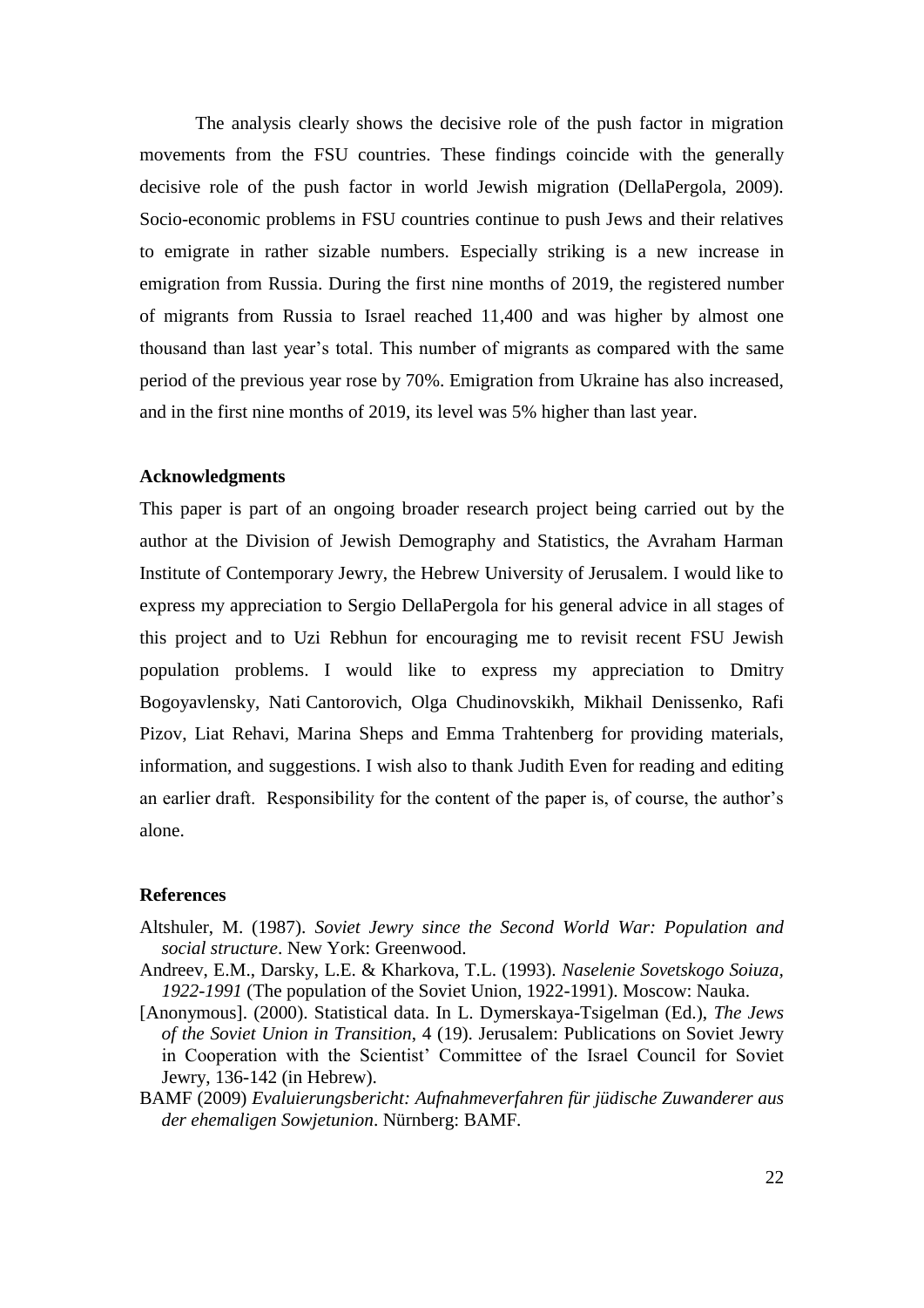The analysis clearly shows the decisive role of the push factor in migration movements from the FSU countries. These findings coincide with the generally decisive role of the push factor in world Jewish migration (DellaPergola, 2009). Socio-economic problems in FSU countries continue to push Jews and their relatives to emigrate in rather sizable numbers. Especially striking is a new increase in emigration from Russia. During the first nine months of 2019, the registered number of migrants from Russia to Israel reached 11,400 and was higher by almost one thousand than last year's total. This number of migrants as compared with the same period of the previous year rose by 70%. Emigration from Ukraine has also increased, and in the first nine months of 2019, its level was 5% higher than last year.

### Acknowledgments

This paper is part of an ongoing broader research project being carried out by the author at the Division of Jewish Demography and Statistics, the Avraham Harman Institute of Contemporary Jewry, the Hebrew University of Jerusalem. I would like to express my appreciation to Sergio DellaPergola for his general advice in all stages of this project and to Uzi Rebhun for encouraging me to revisit recent FSU Jewish population problems. I would like to express my appreciation to Dmitry Bogoyavlensky, Nati Cantorovich, Olga Chudinovskikh, Mikhail Denissenko, Rafi Pizov, Liat Rehavi, Marina Sheps and Emma Trahtenberg for providing materials, information, and suggestions. I wish also to thank Judith Even for reading and editing an earlier draft. Responsibility for the content of the paper is, of course, the author's alone.

### References

Altshuler, M. (1987). *Soviet Jewry since the Second World War: Population and social structure*. New York: Greenwood.

Andreev, E.M., Darsky, L.E. & Kharkova, T.L. (1993). *Naselenie Sovetskogo Soiuza, 1922-1991* (The population of the Soviet Union, 1922-1991). Moscow: Nauka.

[Anonymous]. (2000). Statistical data. In L. Dymerskaya-Tsigelman (Ed.), *The Jews of the Soviet Union in Transition*, 4 (19). Jerusalem: Publications on Soviet Jewry in Cooperation with the Scientist' Committee of the Israel Council for Soviet Jewry, 136-142 (in Hebrew).

BAMF (2009) *Evaluierungsbericht: Aufnahmeverfahren für jüdische Zuwanderer aus der ehemaligen Sowjetunion*. Nürnberg: BAMF.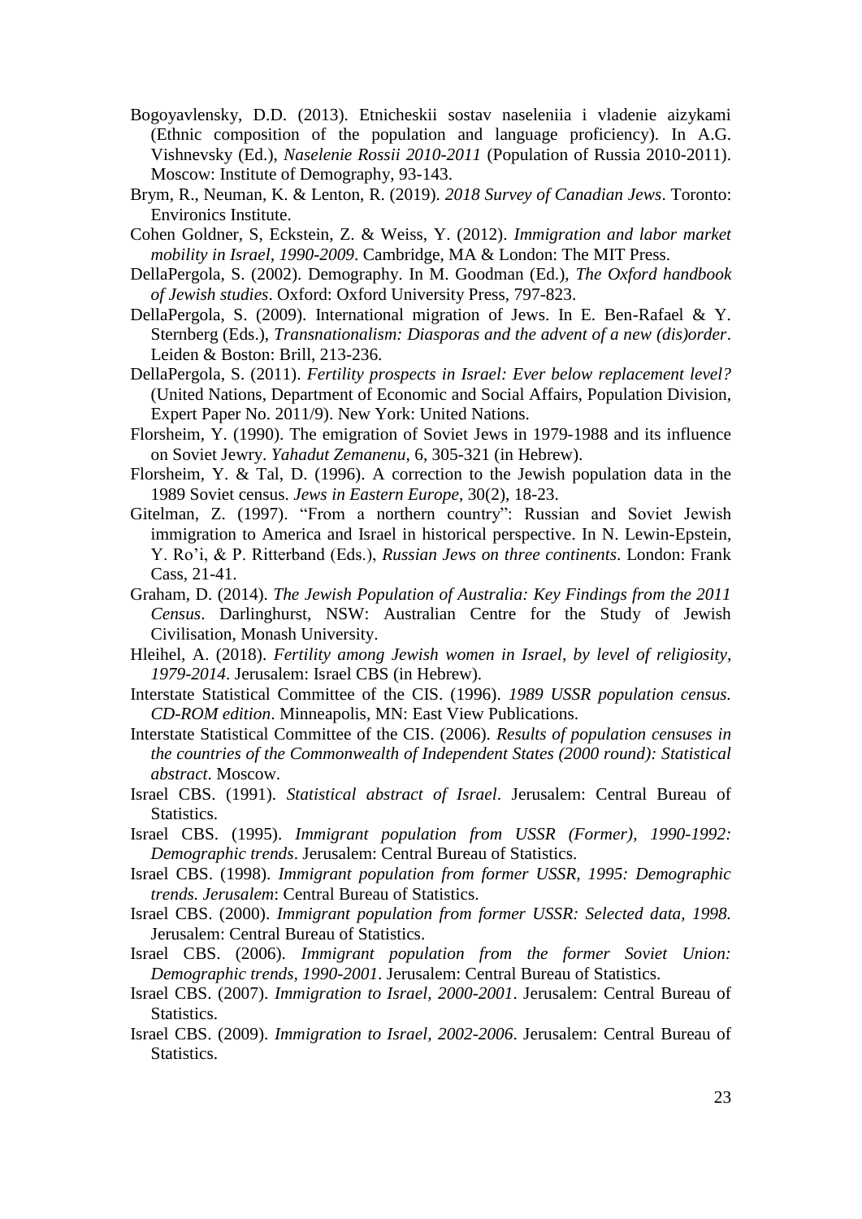Bogoyavlensky, D.D. (2013). Etnicheskii sostav naseleniia i vladenie aizykami (Ethnic composition of the population and language proficiency). In A.G. Vishnevsky (Ed.), *Naselenie Rossii 2010-2011* (Population of Russia 2010-2011). Moscow: Institute of Demography, 93-143.

Brym, R., Neuman, K. & Lenton, R. (2019). *2018 Survey of Canadian Jews*. Toronto: Environics Institute.

Cohen Goldner, S, Eckstein, Z. & Weiss, Y. (2012). *Immigration and labor market mobility in Israel, 1990-2009*. Cambridge, MA & London: The MIT Press.

DellaPergola, S. (2002). Demography. In M. Goodman (Ed.), *The Oxford handbook of Jewish studies*. Oxford: Oxford University Press, 797-823.

DellaPergola, S. (2009). International migration of Jews. In E. Ben-Rafael & Y. Sternberg (Eds.), *Transnationalism: Diasporas and the advent of a new (dis)order*. Leiden & Boston: Brill, 213-236.

DellaPergola, S. (2011). *Fertility prospects in Israel: Ever below replacement level?* (United Nations, Department of Economic and Social Affairs, Population Division, Expert Paper No. 2011/9). New York: United Nations.

Florsheim, Y. (1990). The emigration of Soviet Jews in 1979-1988 and its influence on Soviet Jewry. *Yahadut Zemanenu*, 6, 305-321 (in Hebrew).

Florsheim, Y. & Tal, D. (1996). A correction to the Jewish population data in the 1989 Soviet census. *Jews in Eastern Europe*, 30(2), 18-23.

Gitelman, Z. (1997). "From a northern country": Russian and Soviet Jewish immigration to America and Israel in historical perspective. In N. Lewin-Epstein, Y. Ro'i, & P. Ritterband (Eds.), *Russian Jews on three continents*. London: Frank Cass, 21-41.

Graham, D. (2014). *The Jewish Population of Australia: Key Findings from the 2011 Census*. Darlinghurst, NSW: Australian Centre for the Study of Jewish Civilisation, Monash University.

Hleihel, A. (2018). *Fertility among Jewish women in Israel, by level of religiosity, 1979-2014*. Jerusalem: Israel CBS (in Hebrew).

Interstate Statistical Committee of the CIS. (1996). *1989 USSR population census. CD-ROM edition*. Minneapolis, MN: East View Publications.

Interstate Statistical Committee of the CIS. (2006). *Results of population censuses in the countries of the Commonwealth of Independent States (2000 round): Statistical abstract*. Moscow.

Israel CBS. (1991). *Statistical abstract of Israel*. Jerusalem: Central Bureau of Statistics.

Israel CBS. (1995). *Immigrant population from USSR (Former), 1990-1992: Demographic trends*. Jerusalem: Central Bureau of Statistics.

Israel CBS. (1998). *Immigrant population from former USSR, 1995: Demographic trends. Jerusalem*: Central Bureau of Statistics.

Israel CBS. (2000). *Immigrant population from former USSR: Selected data, 1998.* Jerusalem: Central Bureau of Statistics.

Israel CBS. (2006). *Immigrant population from the former Soviet Union: Demographic trends, 1990-2001*. Jerusalem: Central Bureau of Statistics.

Israel CBS. (2007). *Immigration to Israel, 2000-2001*. Jerusalem: Central Bureau of Statistics.

Israel CBS. (2009). *Immigration to Israel, 2002-2006*. Jerusalem: Central Bureau of Statistics.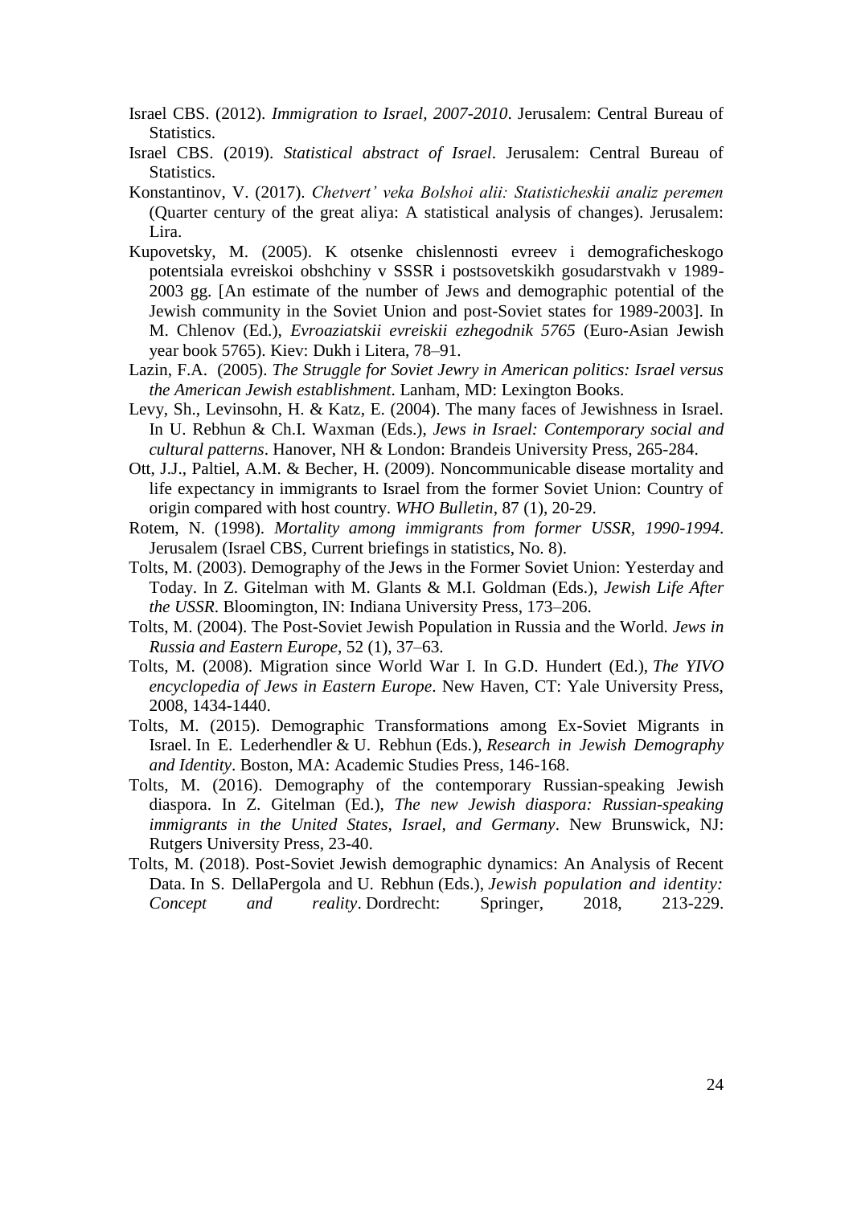Israel CBS. (2012). *Immigration to Israel, 2007-2010*. Jerusalem: Central Bureau of Statistics.

Israel CBS. (2019). *Statistical abstract of Israel*. Jerusalem: Central Bureau of Statistics.

Konstantinov, V. (2017). *Chetvert' veka Bolshoi alii: Statisticheskii analiz peremen* (Quarter century of the great aliya: A statistical analysis of changes). Jerusalem: Lira.

Kupovetsky, M. (2005). K otsenke chislennosti evreev i demograficheskogo potentsiala evreiskoi obshchiny v SSSR i postsovetskikh gosudarstvakh v 1989-2003 gg. [An estimate of the number of Jews and demographic potential of the Jewish community in the Soviet Union and post-Soviet states for 1989-2003]. In M. Chlenov (Ed.), *Evroaziatskii evreiskii ezhegodnik 5765* (Euro-Asian Jewish year book 5765). Kiev: Dukh i Litera, 78–91.

Lazin, F.A. (2005). *The Struggle for Soviet Jewry in American politics: Israel versus the American Jewish establishment*. Lanham, MD: Lexington Books.

Levy, Sh., Levinsohn, H. & Katz, E. (2004). The many faces of Jewishness in Israel. In U. Rebhun & Ch.I. Waxman (Eds.), *Jews in Israel: Contemporary social and cultural patterns*. Hanover, NH & London: Brandeis University Press, 265-284.

Ott, J.J., Paltiel, A.M. & Becher, H. (2009). Noncommunicable disease mortality and life expectancy in immigrants to Israel from the former Soviet Union: Country of origin compared with host country. *WHO Bulletin*, 87 (1), 20-29.

Rotem, N. (1998). *Mortality among immigrants from former USSR, 1990-1994*. Jerusalem (Israel CBS, Current briefings in statistics, No. 8).

Tolts, M. (2003). Demography of the Jews in the Former Soviet Union: Yesterday and Today. In Z. Gitelman with M. Glants & M.I. Goldman (Eds.), *Jewish Life After the USSR*. Bloomington, IN: Indiana University Press, 173–206.

Tolts, M. (2004). The Post-Soviet Jewish Population in Russia and the World. *Jews in Russia and Eastern Europe*, 52 (1), 37–63.

Tolts, M. (2008). Migration since World War I. In G.D. Hundert (Ed.), *The YIVO encyclopedia of Jews in Eastern Europe*. New Haven, CT: Yale University Press, 2008, 1434-1440.

Tolts, M. (2015). Demographic Transformations among Ex-Soviet Migrants in Israel. In E. Lederhendler & U. Rebhun (Eds.), *Research in Jewish Demography and Identity*. Boston, MA: Academic Studies Press, 146-168.

Tolts, M. (2016). Demography of the contemporary Russian-speaking Jewish diaspora. In Z. Gitelman (Ed.), *The new Jewish diaspora: Russian-speaking immigrants in the United States, Israel, and Germany*. New Brunswick, NJ: Rutgers University Press, 23-40.

Tolts, M. (2018). Post-Soviet Jewish demographic dynamics: An Analysis of Recent Data. In S. DellaPergola and U. Rebhun (Eds.), *Jewish population and identity: Concept and reality*. Dordrecht: Springer, 2018, 213-229.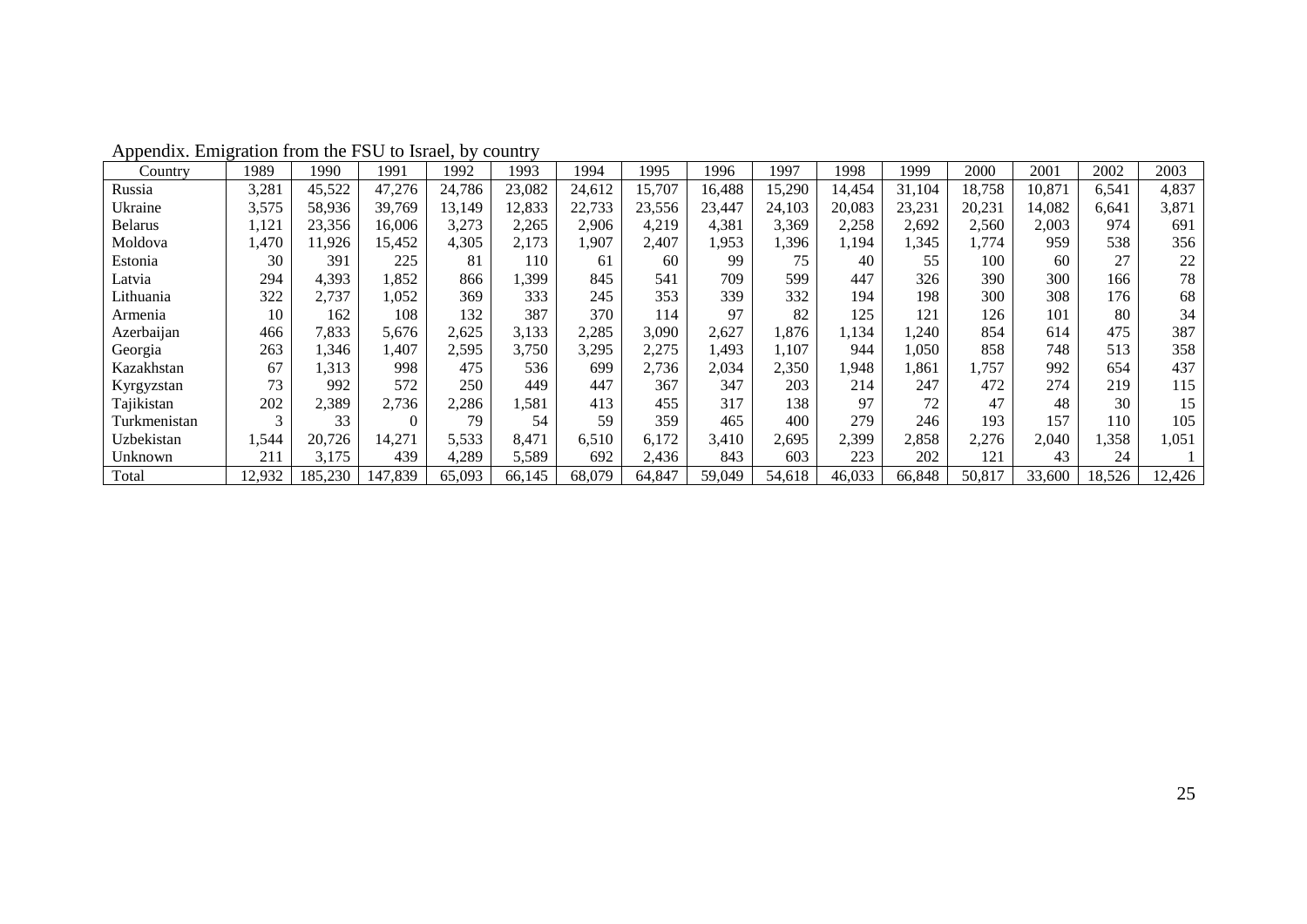Appendix. Emigration from the FSU to Israel, by country

| Country | 1989 | 1990 | 1991 | 1992 | 1993 | 1994 | 1995 | 1996 | 1997 | 1998 | 1999 | 2000 | 2001 | 2002 | 2003 |
|---|---|---|---|---|---|---|---|---|---|---|---|---|---|---|---|
| Russia | 3,281 | 45,522 | 47,276 | 24,786 | 23,082 | 24,612 | 15,707 | 16,488 | 15,290 | 14,454 | 31,104 | 18,758 | 10,871 | 6,541 | 4,837 |
| Ukraine | 3,575 | 58,936 | 39,769 | 13,149 | 12,833 | 22,733 | 23,556 | 23,447 | 24,103 | 20,083 | 23,231 | 20,231 | 14,082 | 6,641 | 3,871 |
| Belarus | 1,121 | 23,356 | 16,006 | 3,273 | 2,265 | 2,906 | 4,219 | 4,381 | 3,369 | 2,258 | 2,692 | 2,560 | 2,003 | 974 | 691 |
| Moldova | 1,470 | 11,926 | 15,452 | 4,305 | 2,173 | 1,907 | 2,407 | 1,953 | 1,396 | 1,194 | 1,345 | 1,774 | 959 | 538 | 356 |
| Estonia | 30 | 391 | 225 | 81 | 110 | 61 | 60 | 99 | 75 | 40 | 55 | 100 | 60 | 27 | 22 |
| Latvia | 294 | 4,393 | 1,852 | 866 | 1,399 | 845 | 541 | 709 | 599 | 447 | 326 | 390 | 300 | 166 | 78 |
| Lithuania | 322 | 2,737 | 1,052 | 369 | 333 | 245 | 353 | 339 | 332 | 194 | 198 | 300 | 308 | 176 | 68 |
| Armenia | 10 | 162 | 108 | 132 | 387 | 370 | 114 | 97 | 82 | 125 | 121 | 126 | 101 | 80 | 34 |
| Azerbaijan | 466 | 7,833 | 5,676 | 2,625 | 3,133 | 2,285 | 3,090 | 2,627 | 1,876 | 1,134 | 1,240 | 854 | 614 | 475 | 387 |
| Georgia | 263 | 1,346 | 1,407 | 2,595 | 3,750 | 3,295 | 2,275 | 1,493 | 1,107 | 944 | 1,050 | 858 | 748 | 513 | 358 |
| Kazakhstan | 67 | 1,313 | 998 | 475 | 536 | 699 | 2,736 | 2,034 | 2,350 | 1,948 | 1,861 | 1,757 | 992 | 654 | 437 |
| Kyrgyzstan | 73 | 992 | 572 | 250 | 449 | 447 | 367 | 347 | 203 | 214 | 247 | 472 | 274 | 219 | 115 |
| Tajikistan | 202 | 2,389 | 2,736 | 2,286 | 1,581 | 413 | 455 | 317 | 138 | 97 | 72 | 47 | 48 | 30 | 15 |
| Turkmenistan | 3 | 33 | 0 | 79 | 54 | 59 | 359 | 465 | 400 | 279 | 246 | 193 | 157 | 110 | 105 |
| Uzbekistan | 1,544 | 20,726 | 14,271 | 5,533 | 8,471 | 6,510 | 6,172 | 3,410 | 2,695 | 2,399 | 2,858 | 2,276 | 2,040 | 1,358 | 1,051 |
| Unknown | 211 | 3,175 | 439 | 4,289 | 5,589 | 692 | 2,436 | 843 | 603 | 223 | 202 | 121 | 43 | 24 | 1 |
| Total | 12,932 | 185,230 | 147,839 | 65,093 | 66,145 | 68,079 | 64,847 | 59,049 | 54,618 | 46,033 | 66,848 | 50,817 | 33,600 | 18,526 | 12,426 |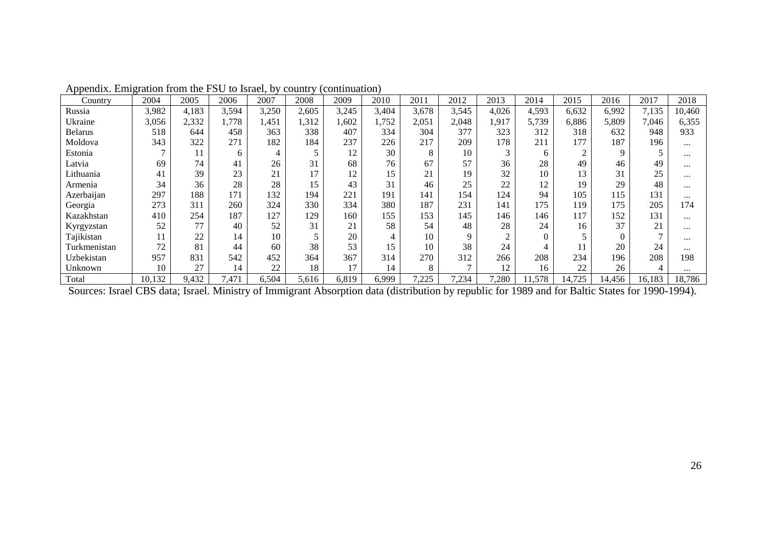Appendix. Emigration from the FSU to Israel, by country (continuation)

| Country | 2004 | 2005 | 2006 | 2007 | 2008 | 2009 | 2010 | 2011 | 2012 | 2013 | 2014 | 2015 | 2016 | 2017 | 2018 |
|---|---|---|---|---|---|---|---|---|---|---|---|---|---|---|---|
| Russia | 3,982 | 4,183 | 3,594 | 3,250 | 2,605 | 3,245 | 3,404 | 3,678 | 3,545 | 4,026 | 4,593 | 6,632 | 6,992 | 7,135 | 10,460 |
| Ukraine | 3,056 | 2,332 | 1,778 | 1,451 | 1,312 | 1,602 | 1,752 | 2,051 | 2,048 | 1,917 | 5,739 | 6,886 | 5,809 | 7,046 | 6,355 |
| Belarus | 518 | 644 | 458 | 363 | 338 | 407 | 334 | 304 | 377 | 323 | 312 | 318 | 632 | 948 | 933 |
| Moldova | 343 | 322 | 271 | 182 | 184 | 237 | 226 | 217 | 209 | 178 | 211 | 177 | 187 | 196 | ... |
| Estonia | 7 | 11 | 6 | 4 | 5 | 12 | 30 | 8 | 10 | 3 | 6 | 2 | 9 | 5 | ... |
| Latvia | 69 | 74 | 41 | 26 | 31 | 68 | 76 | 67 | 57 | 36 | 28 | 49 | 46 | 49 | ... |
| Lithuania | 41 | 39 | 23 | 21 | 17 | 12 | 15 | 21 | 19 | 32 | 10 | 13 | 31 | 25 | ... |
| Armenia | 34 | 36 | 28 | 28 | 15 | 43 | 31 | 46 | 25 | 22 | 12 | 19 | 29 | 48 | ... |
| Azerbaijan | 297 | 188 | 171 | 132 | 194 | 221 | 191 | 141 | 154 | 124 | 94 | 105 | 115 | 131 | ... |
| Georgia | 273 | 311 | 260 | 324 | 330 | 334 | 380 | 187 | 231 | 141 | 175 | 119 | 175 | 205 | 174 |
| Kazakhstan | 410 | 254 | 187 | 127 | 129 | 160 | 155 | 153 | 145 | 146 | 146 | 117 | 152 | 131 | ... |
| Kyrgyzstan | 52 | 77 | 40 | 52 | 31 | 21 | 58 | 54 | 48 | 28 | 24 | 16 | 37 | 21 | ... |
| Tajikistan | 11 | 22 | 14 | 10 | 5 | 20 | 4 | 10 | 9 | 2 | 0 | 5 | 0 | 7 | ... |
| Turkmenistan | 72 | 81 | 44 | 60 | 38 | 53 | 15 | 10 | 38 | 24 | 4 | 11 | 20 | 24 | ... |
| Uzbekistan | 957 | 831 | 542 | 452 | 364 | 367 | 314 | 270 | 312 | 266 | 208 | 234 | 196 | 208 | 198 |
| Unknown | 10 | 27 | 14 | 22 | 18 | 17 | 14 | 8 | 7 | 12 | 16 | 22 | 26 | 4 | ... |
| Total | 10,132 | 9,432 | 7,471 | 6,504 | 5,616 | 6,819 | 6,999 | 7,225 | 7,234 | 7,280 | 11,578 | 14,725 | 14,456 | 16,183 | 18,786 |

Sources: Israel CBS data; Israel. Ministry of Immigrant Absorption data (distribution by republic for 1989 and for Baltic States for 1990-1994).